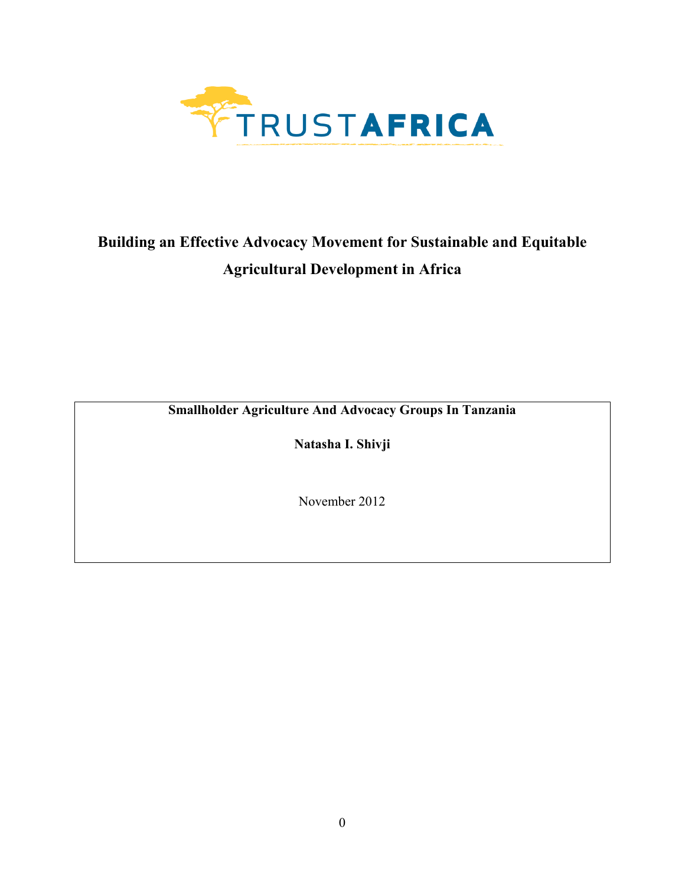TRUSTAFRICA

# Building an Effective Advocacy Movement for Sustainable and Equitable Agricultural Development in Africa

**Smallholder Agriculture And Advocacy Groups In Tanzania**

**Natasha I. Shivji**

November 2012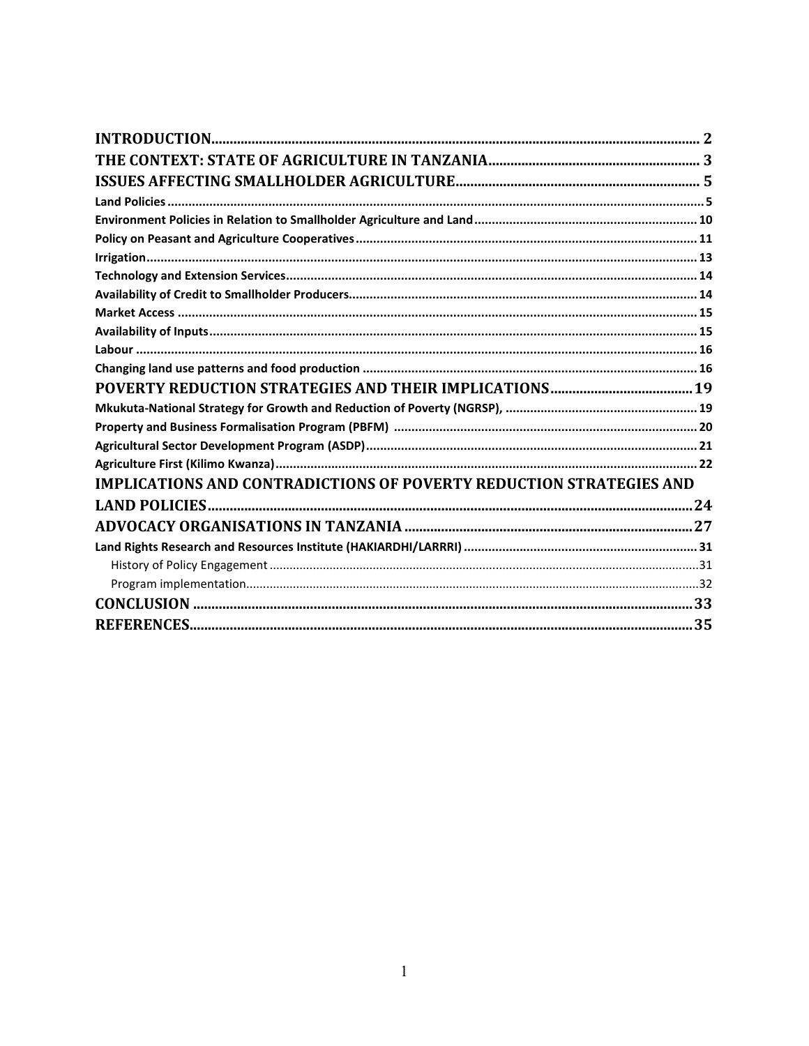INTRODUCTION ........ 2
THE CONTEXT: STATE OF AGRICULTURE IN TANZANIA ........ 3
ISSUES AFFECTING SMALLHOLDER AGRICULTURE ........ 5
- Land Policies ........ 5
- Environment Policies in Relation to Smallholder Agriculture and Land ........ 10
- Policy on Peasant and Agriculture Cooperatives ........ 11
- Irrigation ........ 13
- Technology and Extension Services ........ 14
- Availability of Credit to Smallholder Producers ........ 14
- Market Access ........ 15
- Availability of Inputs ........ 15
- Labour ........ 16
- Changing land use patterns and food production ........ 16

POVERTY REDUCTION STRATEGIES AND THEIR IMPLICATIONS ........ 19
- Mkukuta-National Strategy for Growth and Reduction of Poverty (NGRSP), ........ 19
- Property and Business Formalisation Program (PBFM) ........ 20
- Agricultural Sector Development Program (ASDP) ........ 21
- Agriculture First (Kilimo Kwanza) ........ 22

IMPLICATIONS AND CONTRADICTIONS OF POVERTY REDUCTION STRATEGIES AND LAND POLICIES ........ 24
ADVOCACY ORGANISATIONS IN TANZANIA ........ 27
- Land Rights Research and Resources Institute (HAKIARDHI/LARRRI) ........ 31
  - History of Policy Engagement ........ 31
  - Program implementation ........ 32

CONCLUSION ........ 33
REFERENCES ........ 35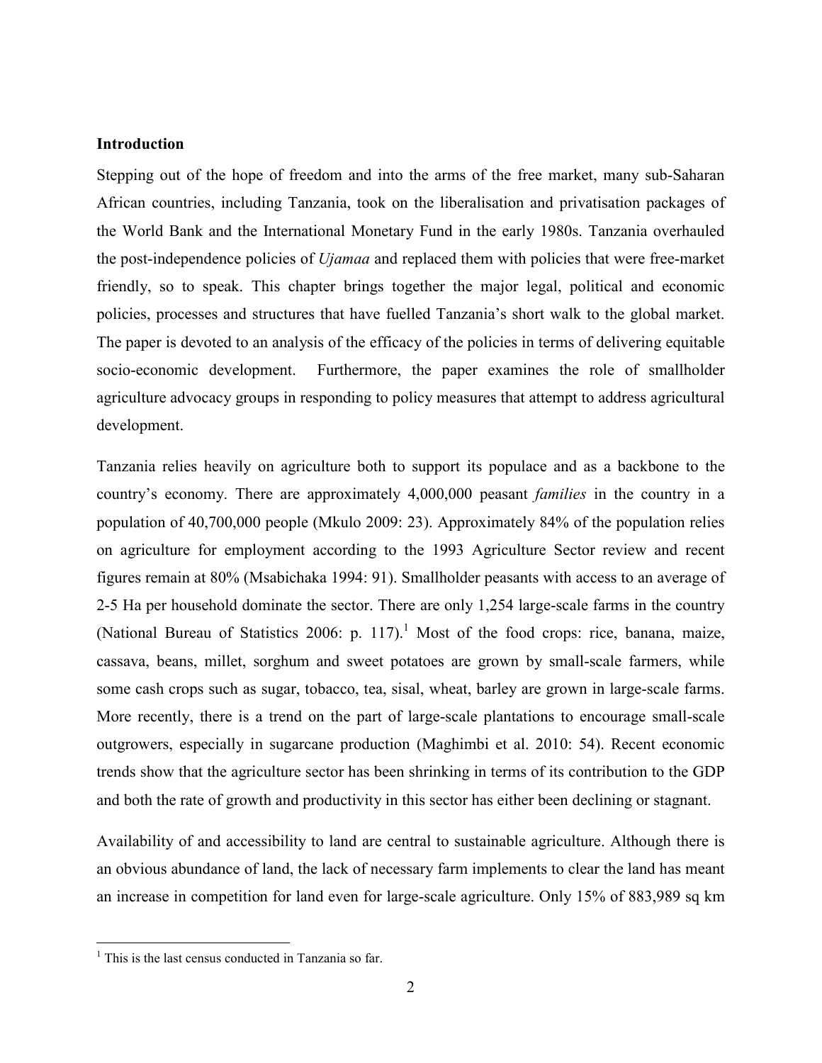**Introduction**

Stepping out of the hope of freedom and into the arms of the free market, many sub-Saharan African countries, including Tanzania, took on the liberalisation and privatisation packages of the World Bank and the International Monetary Fund in the early 1980s. Tanzania overhauled the post-independence policies of *Ujamaa* and replaced them with policies that were free-market friendly, so to speak. This chapter brings together the major legal, political and economic policies, processes and structures that have fuelled Tanzania's short walk to the global market. The paper is devoted to an analysis of the efficacy of the policies in terms of delivering equitable socio-economic development. Furthermore, the paper examines the role of smallholder agriculture advocacy groups in responding to policy measures that attempt to address agricultural development.

Tanzania relies heavily on agriculture both to support its populace and as a backbone to the country's economy. There are approximately 4,000,000 peasant *families* in the country in a population of 40,700,000 people (Mkulo 2009: 23). Approximately 84% of the population relies on agriculture for employment according to the 1993 Agriculture Sector review and recent figures remain at 80% (Msabichaka 1994: 91). Smallholder peasants with access to an average of 2-5 Ha per household dominate the sector. There are only 1,254 large-scale farms in the country (National Bureau of Statistics 2006: p. 117).[1] Most of the food crops: rice, banana, maize, cassava, beans, millet, sorghum and sweet potatoes are grown by small-scale farmers, while some cash crops such as sugar, tobacco, tea, sisal, wheat, barley are grown in large-scale farms. More recently, there is a trend on the part of large-scale plantations to encourage small-scale outgrowers, especially in sugarcane production (Maghimbi et al. 2010: 54). Recent economic trends show that the agriculture sector has been shrinking in terms of its contribution to the GDP and both the rate of growth and productivity in this sector has either been declining or stagnant.

Availability of and accessibility to land are central to sustainable agriculture. Although there is an obvious abundance of land, the lack of necessary farm implements to clear the land has meant an increase in competition for land even for large-scale agriculture. Only 15% of 883,989 sq km

[1] This is the last census conducted in Tanzania so far.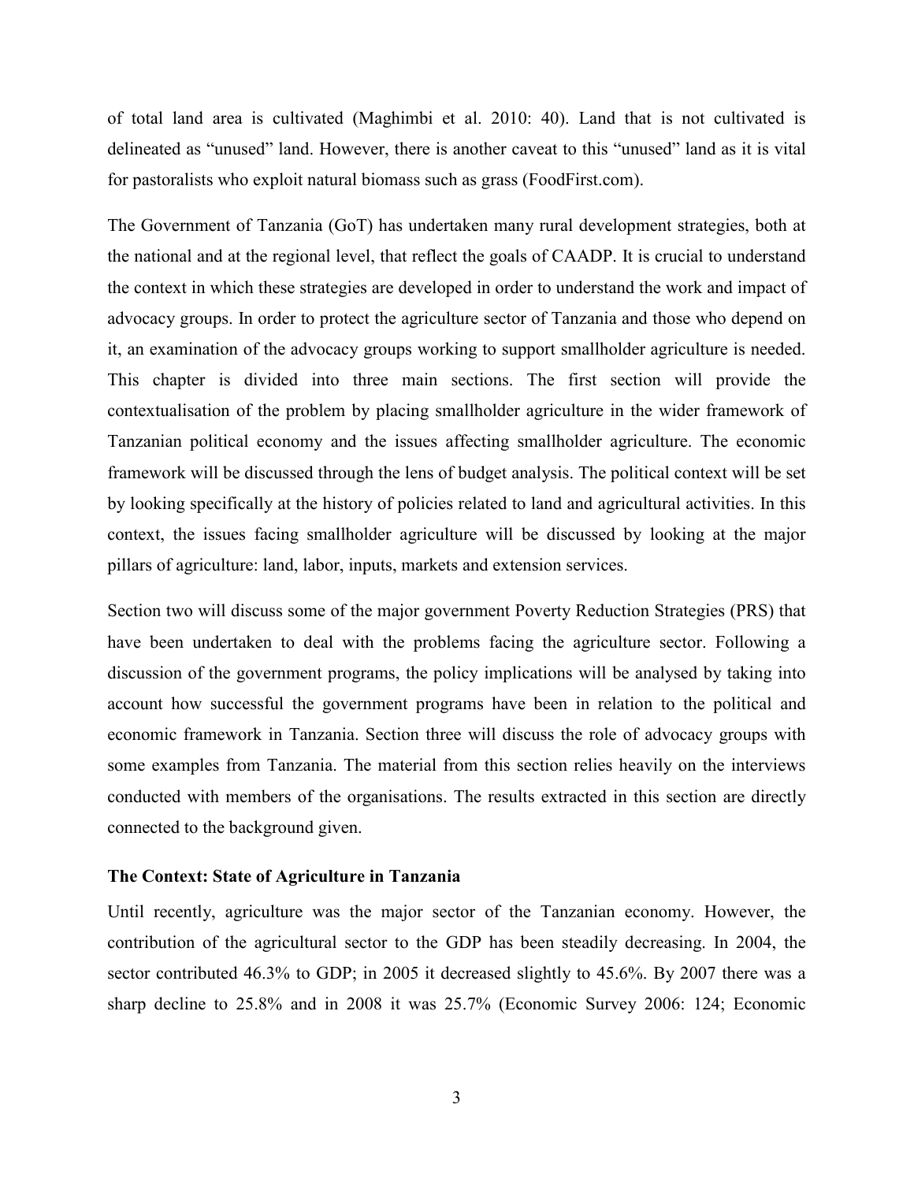of total land area is cultivated (Maghimbi et al. 2010: 40). Land that is not cultivated is delineated as "unused" land. However, there is another caveat to this "unused" land as it is vital for pastoralists who exploit natural biomass such as grass (FoodFirst.com).

The Government of Tanzania (GoT) has undertaken many rural development strategies, both at the national and at the regional level, that reflect the goals of CAADP. It is crucial to understand the context in which these strategies are developed in order to understand the work and impact of advocacy groups. In order to protect the agriculture sector of Tanzania and those who depend on it, an examination of the advocacy groups working to support smallholder agriculture is needed. This chapter is divided into three main sections. The first section will provide the contextualisation of the problem by placing smallholder agriculture in the wider framework of Tanzanian political economy and the issues affecting smallholder agriculture. The economic framework will be discussed through the lens of budget analysis. The political context will be set by looking specifically at the history of policies related to land and agricultural activities. In this context, the issues facing smallholder agriculture will be discussed by looking at the major pillars of agriculture: land, labor, inputs, markets and extension services.

Section two will discuss some of the major government Poverty Reduction Strategies (PRS) that have been undertaken to deal with the problems facing the agriculture sector. Following a discussion of the government programs, the policy implications will be analysed by taking into account how successful the government programs have been in relation to the political and economic framework in Tanzania. Section three will discuss the role of advocacy groups with some examples from Tanzania. The material from this section relies heavily on the interviews conducted with members of the organisations. The results extracted in this section are directly connected to the background given.

**The Context: State of Agriculture in Tanzania**

Until recently, agriculture was the major sector of the Tanzanian economy. However, the contribution of the agricultural sector to the GDP has been steadily decreasing. In 2004, the sector contributed 46.3% to GDP; in 2005 it decreased slightly to 45.6%. By 2007 there was a sharp decline to 25.8% and in 2008 it was 25.7% (Economic Survey 2006: 124; Economic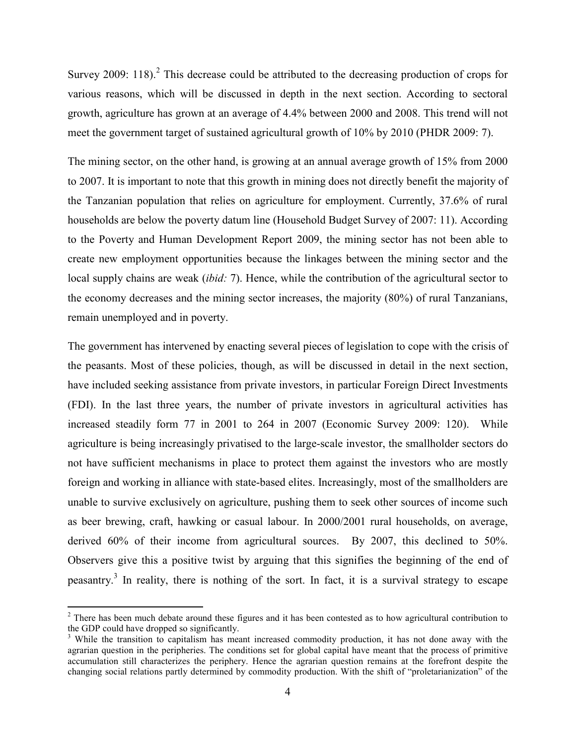Survey 2009: 118).[2] This decrease could be attributed to the decreasing production of crops for various reasons, which will be discussed in depth in the next section. According to sectoral growth, agriculture has grown at an average of 4.4% between 2000 and 2008. This trend will not meet the government target of sustained agricultural growth of 10% by 2010 (PHDR 2009: 7).

The mining sector, on the other hand, is growing at an annual average growth of 15% from 2000 to 2007. It is important to note that this growth in mining does not directly benefit the majority of the Tanzanian population that relies on agriculture for employment. Currently, 37.6% of rural households are below the poverty datum line (Household Budget Survey of 2007: 11). According to the Poverty and Human Development Report 2009, the mining sector has not been able to create new employment opportunities because the linkages between the mining sector and the local supply chains are weak (*ibid:* 7). Hence, while the contribution of the agricultural sector to the economy decreases and the mining sector increases, the majority (80%) of rural Tanzanians, remain unemployed and in poverty.

The government has intervened by enacting several pieces of legislation to cope with the crisis of the peasants. Most of these policies, though, as will be discussed in detail in the next section, have included seeking assistance from private investors, in particular Foreign Direct Investments (FDI). In the last three years, the number of private investors in agricultural activities has increased steadily form 77 in 2001 to 264 in 2007 (Economic Survey 2009: 120). While agriculture is being increasingly privatised to the large-scale investor, the smallholder sectors do not have sufficient mechanisms in place to protect them against the investors who are mostly foreign and working in alliance with state-based elites. Increasingly, most of the smallholders are unable to survive exclusively on agriculture, pushing them to seek other sources of income such as beer brewing, craft, hawking or casual labour. In 2000/2001 rural households, on average, derived 60% of their income from agricultural sources. By 2007, this declined to 50%. Observers give this a positive twist by arguing that this signifies the beginning of the end of peasantry.[3] In reality, there is nothing of the sort. In fact, it is a survival strategy to escape

---

[2] There has been much debate around these figures and it has been contested as to how agricultural contribution to the GDP could have dropped so significantly.

[3] While the transition to capitalism has meant increased commodity production, it has not done away with the agrarian question in the peripheries. The conditions set for global capital have meant that the process of primitive accumulation still characterizes the periphery. Hence the agrarian question remains at the forefront despite the changing social relations partly determined by commodity production. With the shift of "proletarianization" of the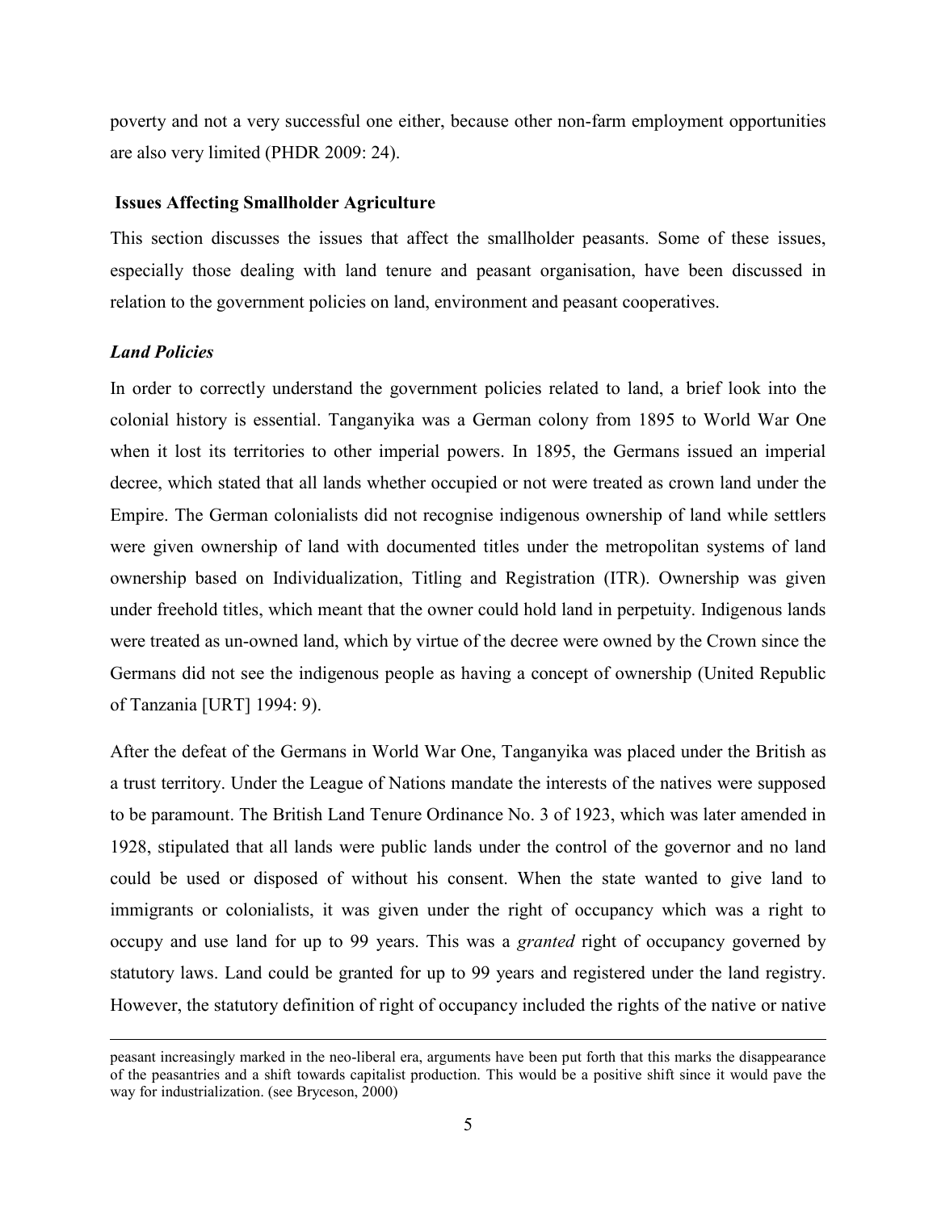poverty and not a very successful one either, because other non-farm employment opportunities are also very limited (PHDR 2009: 24).

## Issues Affecting Smallholder Agriculture

This section discusses the issues that affect the smallholder peasants. Some of these issues, especially those dealing with land tenure and peasant organisation, have been discussed in relation to the government policies on land, environment and peasant cooperatives.

### *Land Policies*

In order to correctly understand the government policies related to land, a brief look into the colonial history is essential. Tanganyika was a German colony from 1895 to World War One when it lost its territories to other imperial powers. In 1895, the Germans issued an imperial decree, which stated that all lands whether occupied or not were treated as crown land under the Empire. The German colonialists did not recognise indigenous ownership of land while settlers were given ownership of land with documented titles under the metropolitan systems of land ownership based on Individualization, Titling and Registration (ITR). Ownership was given under freehold titles, which meant that the owner could hold land in perpetuity. Indigenous lands were treated as un-owned land, which by virtue of the decree were owned by the Crown since the Germans did not see the indigenous people as having a concept of ownership (United Republic of Tanzania [URT] 1994: 9).

After the defeat of the Germans in World War One, Tanganyika was placed under the British as a trust territory. Under the League of Nations mandate the interests of the natives were supposed to be paramount. The British Land Tenure Ordinance No. 3 of 1923, which was later amended in 1928, stipulated that all lands were public lands under the control of the governor and no land could be used or disposed of without his consent. When the state wanted to give land to immigrants or colonialists, it was given under the right of occupancy which was a right to occupy and use land for up to 99 years. This was a *granted* right of occupancy governed by statutory laws. Land could be granted for up to 99 years and registered under the land registry. However, the statutory definition of right of occupancy included the rights of the native or native

---

peasant increasingly marked in the neo-liberal era, arguments have been put forth that this marks the disappearance of the peasantries and a shift towards capitalist production. This would be a positive shift since it would pave the way for industrialization. (see Bryceson, 2000)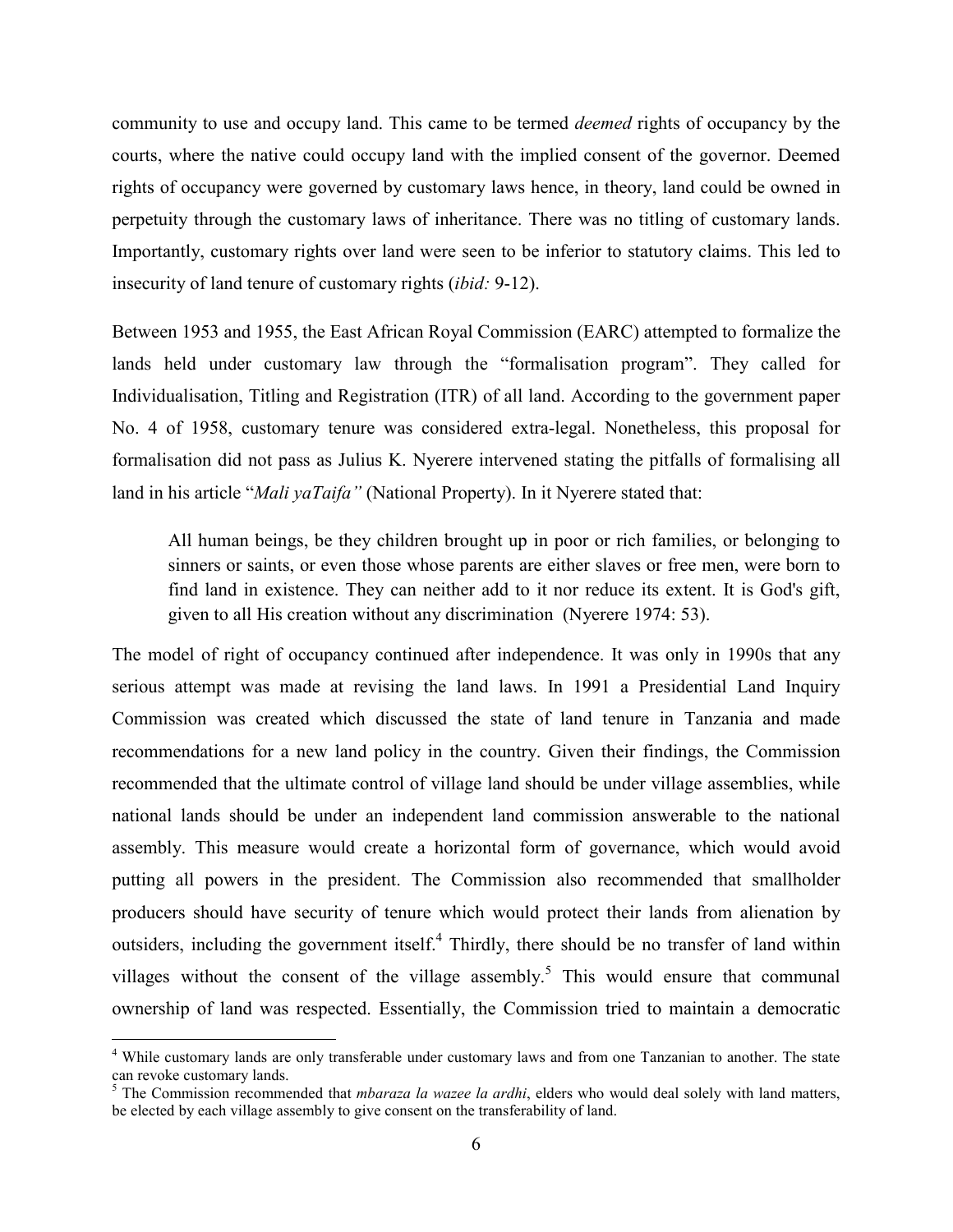community to use and occupy land. This came to be termed *deemed* rights of occupancy by the courts, where the native could occupy land with the implied consent of the governor. Deemed rights of occupancy were governed by customary laws hence, in theory, land could be owned in perpetuity through the customary laws of inheritance. There was no titling of customary lands. Importantly, customary rights over land were seen to be inferior to statutory claims. This led to insecurity of land tenure of customary rights (*ibid:* 9-12).

Between 1953 and 1955, the East African Royal Commission (EARC) attempted to formalize the lands held under customary law through the "formalisation program". They called for Individualisation, Titling and Registration (ITR) of all land. According to the government paper No. 4 of 1958, customary tenure was considered extra-legal. Nonetheless, this proposal for formalisation did not pass as Julius K. Nyerere intervened stating the pitfalls of formalising all land in his article "*Mali yaTaifa"* (National Property). In it Nyerere stated that:

> All human beings, be they children brought up in poor or rich families, or belonging to sinners or saints, or even those whose parents are either slaves or free men, were born to find land in existence. They can neither add to it nor reduce its extent. It is God's gift, given to all His creation without any discrimination (Nyerere 1974: 53).

The model of right of occupancy continued after independence. It was only in 1990s that any serious attempt was made at revising the land laws. In 1991 a Presidential Land Inquiry Commission was created which discussed the state of land tenure in Tanzania and made recommendations for a new land policy in the country. Given their findings, the Commission recommended that the ultimate control of village land should be under village assemblies, while national lands should be under an independent land commission answerable to the national assembly. This measure would create a horizontal form of governance, which would avoid putting all powers in the president. The Commission also recommended that smallholder producers should have security of tenure which would protect their lands from alienation by outsiders, including the government itself.[4] Thirdly, there should be no transfer of land within villages without the consent of the village assembly.[5] This would ensure that communal ownership of land was respected. Essentially, the Commission tried to maintain a democratic

---

[4] While customary lands are only transferable under customary laws and from one Tanzanian to another. The state can revoke customary lands.

[5] The Commission recommended that *mbaraza la wazee la ardhi*, elders who would deal solely with land matters, be elected by each village assembly to give consent on the transferability of land.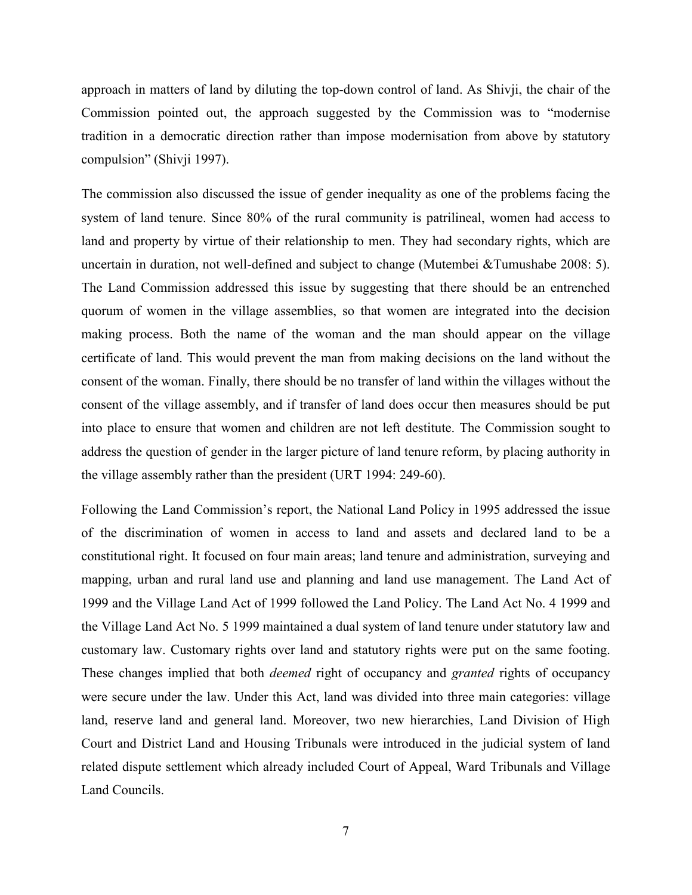approach in matters of land by diluting the top-down control of land. As Shivji, the chair of the Commission pointed out, the approach suggested by the Commission was to "modernise tradition in a democratic direction rather than impose modernisation from above by statutory compulsion" (Shivji 1997).

The commission also discussed the issue of gender inequality as one of the problems facing the system of land tenure. Since 80% of the rural community is patrilineal, women had access to land and property by virtue of their relationship to men. They had secondary rights, which are uncertain in duration, not well-defined and subject to change (Mutembei &Tumushabe 2008: 5). The Land Commission addressed this issue by suggesting that there should be an entrenched quorum of women in the village assemblies, so that women are integrated into the decision making process. Both the name of the woman and the man should appear on the village certificate of land. This would prevent the man from making decisions on the land without the consent of the woman. Finally, there should be no transfer of land within the villages without the consent of the village assembly, and if transfer of land does occur then measures should be put into place to ensure that women and children are not left destitute. The Commission sought to address the question of gender in the larger picture of land tenure reform, by placing authority in the village assembly rather than the president (URT 1994: 249-60).

Following the Land Commission's report, the National Land Policy in 1995 addressed the issue of the discrimination of women in access to land and assets and declared land to be a constitutional right. It focused on four main areas; land tenure and administration, surveying and mapping, urban and rural land use and planning and land use management. The Land Act of 1999 and the Village Land Act of 1999 followed the Land Policy. The Land Act No. 4 1999 and the Village Land Act No. 5 1999 maintained a dual system of land tenure under statutory law and customary law. Customary rights over land and statutory rights were put on the same footing. These changes implied that both *deemed* right of occupancy and *granted* rights of occupancy were secure under the law. Under this Act, land was divided into three main categories: village land, reserve land and general land. Moreover, two new hierarchies, Land Division of High Court and District Land and Housing Tribunals were introduced in the judicial system of land related dispute settlement which already included Court of Appeal, Ward Tribunals and Village Land Councils.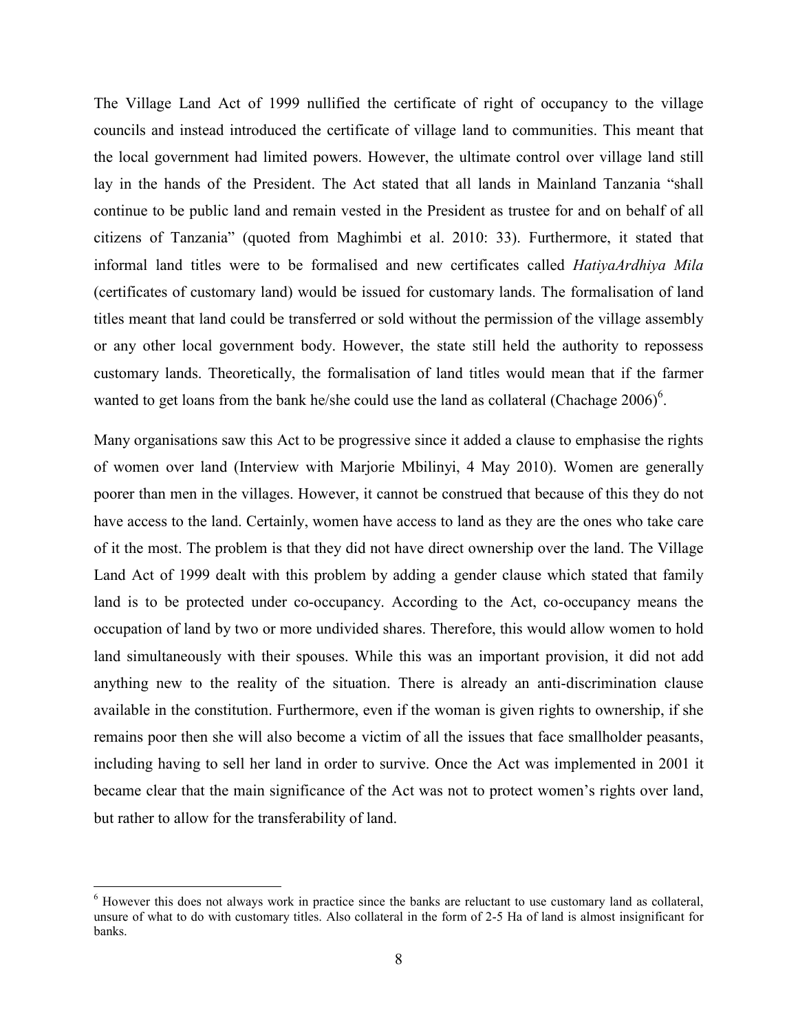The Village Land Act of 1999 nullified the certificate of right of occupancy to the village councils and instead introduced the certificate of village land to communities. This meant that the local government had limited powers. However, the ultimate control over village land still lay in the hands of the President. The Act stated that all lands in Mainland Tanzania "shall continue to be public land and remain vested in the President as trustee for and on behalf of all citizens of Tanzania" (quoted from Maghimbi et al. 2010: 33). Furthermore, it stated that informal land titles were to be formalised and new certificates called *HatiyaArdhiya Mila* (certificates of customary land) would be issued for customary lands. The formalisation of land titles meant that land could be transferred or sold without the permission of the village assembly or any other local government body. However, the state still held the authority to repossess customary lands. Theoretically, the formalisation of land titles would mean that if the farmer wanted to get loans from the bank he/she could use the land as collateral (Chachage 2006)[6].

Many organisations saw this Act to be progressive since it added a clause to emphasise the rights of women over land (Interview with Marjorie Mbilinyi, 4 May 2010). Women are generally poorer than men in the villages. However, it cannot be construed that because of this they do not have access to the land. Certainly, women have access to land as they are the ones who take care of it the most. The problem is that they did not have direct ownership over the land. The Village Land Act of 1999 dealt with this problem by adding a gender clause which stated that family land is to be protected under co-occupancy. According to the Act, co-occupancy means the occupation of land by two or more undivided shares. Therefore, this would allow women to hold land simultaneously with their spouses. While this was an important provision, it did not add anything new to the reality of the situation. There is already an anti-discrimination clause available in the constitution. Furthermore, even if the woman is given rights to ownership, if she remains poor then she will also become a victim of all the issues that face smallholder peasants, including having to sell her land in order to survive. Once the Act was implemented in 2001 it became clear that the main significance of the Act was not to protect women's rights over land, but rather to allow for the transferability of land.

---

[6] However this does not always work in practice since the banks are reluctant to use customary land as collateral, unsure of what to do with customary titles. Also collateral in the form of 2-5 Ha of land is almost insignificant for banks.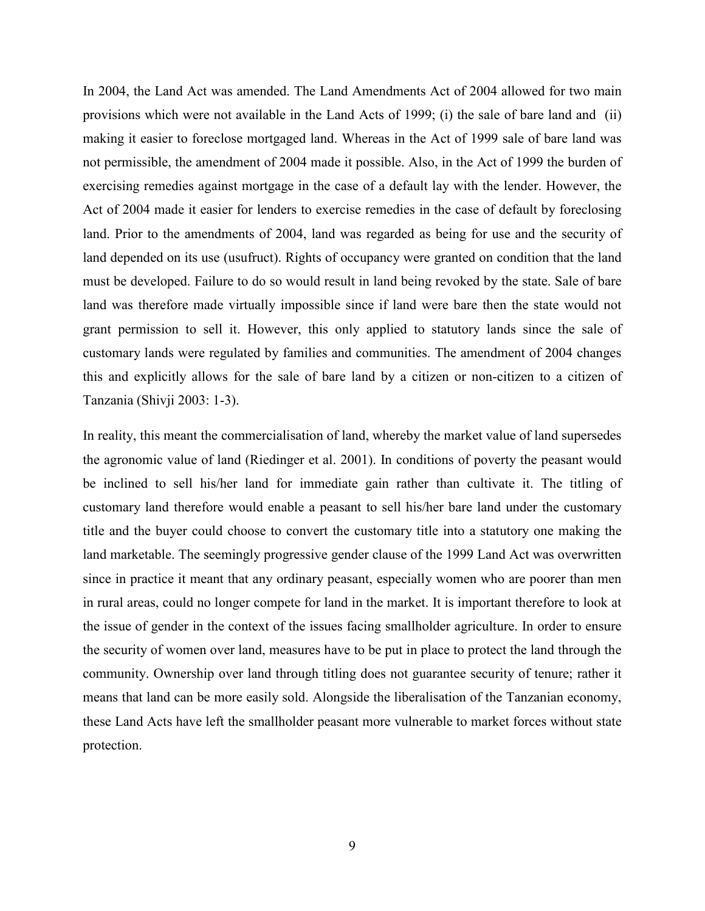In 2004, the Land Act was amended. The Land Amendments Act of 2004 allowed for two main provisions which were not available in the Land Acts of 1999; (i) the sale of bare land and (ii) making it easier to foreclose mortgaged land. Whereas in the Act of 1999 sale of bare land was not permissible, the amendment of 2004 made it possible. Also, in the Act of 1999 the burden of exercising remedies against mortgage in the case of a default lay with the lender. However, the Act of 2004 made it easier for lenders to exercise remedies in the case of default by foreclosing land. Prior to the amendments of 2004, land was regarded as being for use and the security of land depended on its use (usufruct). Rights of occupancy were granted on condition that the land must be developed. Failure to do so would result in land being revoked by the state. Sale of bare land was therefore made virtually impossible since if land were bare then the state would not grant permission to sell it. However, this only applied to statutory lands since the sale of customary lands were regulated by families and communities. The amendment of 2004 changes this and explicitly allows for the sale of bare land by a citizen or non-citizen to a citizen of Tanzania (Shivji 2003: 1-3).

In reality, this meant the commercialisation of land, whereby the market value of land supersedes the agronomic value of land (Riedinger et al. 2001). In conditions of poverty the peasant would be inclined to sell his/her land for immediate gain rather than cultivate it. The titling of customary land therefore would enable a peasant to sell his/her bare land under the customary title and the buyer could choose to convert the customary title into a statutory one making the land marketable. The seemingly progressive gender clause of the 1999 Land Act was overwritten since in practice it meant that any ordinary peasant, especially women who are poorer than men in rural areas, could no longer compete for land in the market. It is important therefore to look at the issue of gender in the context of the issues facing smallholder agriculture. In order to ensure the security of women over land, measures have to be put in place to protect the land through the community. Ownership over land through titling does not guarantee security of tenure; rather it means that land can be more easily sold. Alongside the liberalisation of the Tanzanian economy, these Land Acts have left the smallholder peasant more vulnerable to market forces without state protection.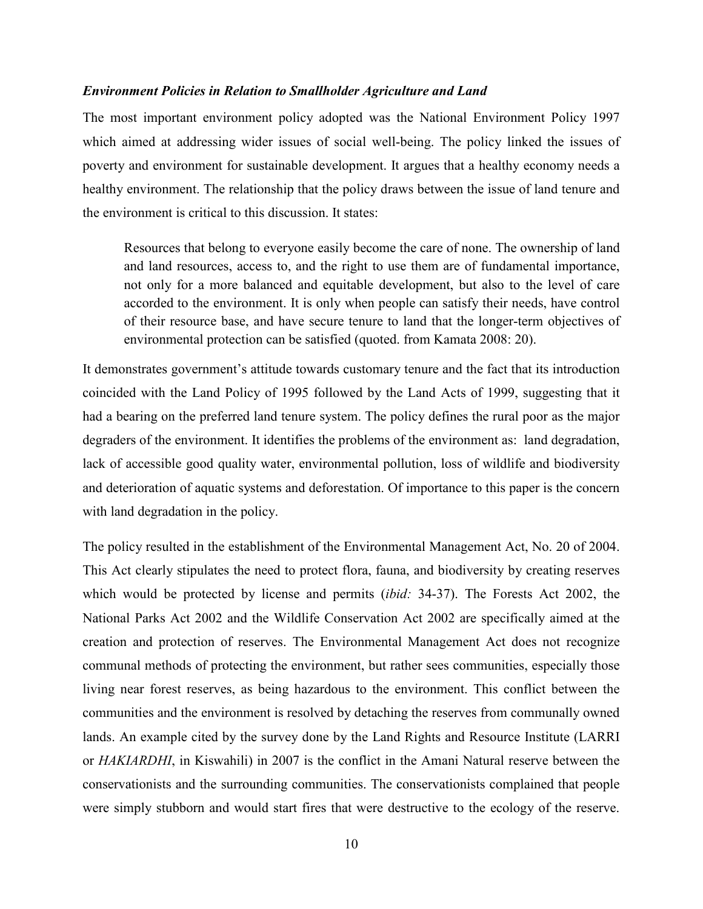### *Environment Policies in Relation to Smallholder Agriculture and Land*

The most important environment policy adopted was the National Environment Policy 1997 which aimed at addressing wider issues of social well-being. The policy linked the issues of poverty and environment for sustainable development. It argues that a healthy economy needs a healthy environment. The relationship that the policy draws between the issue of land tenure and the environment is critical to this discussion. It states:

> Resources that belong to everyone easily become the care of none. The ownership of land and land resources, access to, and the right to use them are of fundamental importance, not only for a more balanced and equitable development, but also to the level of care accorded to the environment. It is only when people can satisfy their needs, have control of their resource base, and have secure tenure to land that the longer-term objectives of environmental protection can be satisfied (quoted. from Kamata 2008: 20).

It demonstrates government's attitude towards customary tenure and the fact that its introduction coincided with the Land Policy of 1995 followed by the Land Acts of 1999, suggesting that it had a bearing on the preferred land tenure system. The policy defines the rural poor as the major degraders of the environment. It identifies the problems of the environment as: land degradation, lack of accessible good quality water, environmental pollution, loss of wildlife and biodiversity and deterioration of aquatic systems and deforestation. Of importance to this paper is the concern with land degradation in the policy.

The policy resulted in the establishment of the Environmental Management Act, No. 20 of 2004. This Act clearly stipulates the need to protect flora, fauna, and biodiversity by creating reserves which would be protected by license and permits (*ibid:* 34-37). The Forests Act 2002, the National Parks Act 2002 and the Wildlife Conservation Act 2002 are specifically aimed at the creation and protection of reserves. The Environmental Management Act does not recognize communal methods of protecting the environment, but rather sees communities, especially those living near forest reserves, as being hazardous to the environment. This conflict between the communities and the environment is resolved by detaching the reserves from communally owned lands. An example cited by the survey done by the Land Rights and Resource Institute (LARRI or *HAKIARDHI*, in Kiswahili) in 2007 is the conflict in the Amani Natural reserve between the conservationists and the surrounding communities. The conservationists complained that people were simply stubborn and would start fires that were destructive to the ecology of the reserve.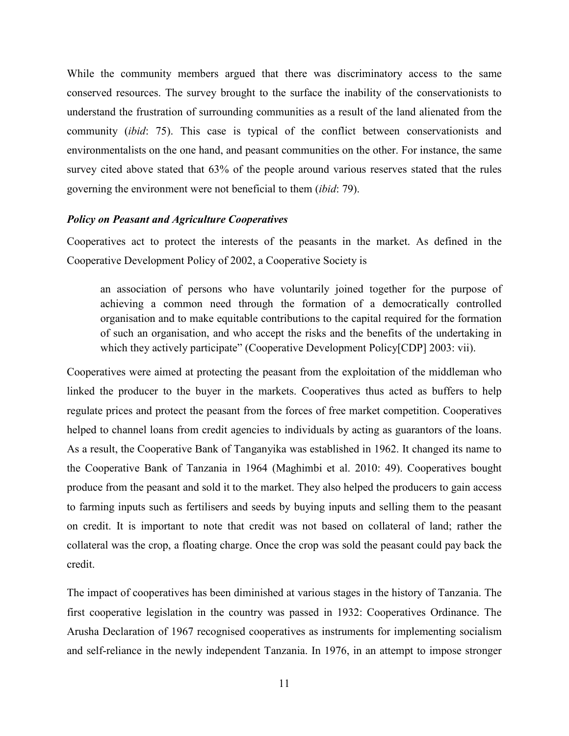While the community members argued that there was discriminatory access to the same conserved resources. The survey brought to the surface the inability of the conservationists to understand the frustration of surrounding communities as a result of the land alienated from the community (*ibid*: 75). This case is typical of the conflict between conservationists and environmentalists on the one hand, and peasant communities on the other. For instance, the same survey cited above stated that 63% of the people around various reserves stated that the rules governing the environment were not beneficial to them (*ibid*: 79).

### *Policy on Peasant and Agriculture Cooperatives*

Cooperatives act to protect the interests of the peasants in the market. As defined in the Cooperative Development Policy of 2002, a Cooperative Society is

> an association of persons who have voluntarily joined together for the purpose of achieving a common need through the formation of a democratically controlled organisation and to make equitable contributions to the capital required for the formation of such an organisation, and who accept the risks and the benefits of the undertaking in which they actively participate" (Cooperative Development Policy[CDP] 2003: vii).

Cooperatives were aimed at protecting the peasant from the exploitation of the middleman who linked the producer to the buyer in the markets. Cooperatives thus acted as buffers to help regulate prices and protect the peasant from the forces of free market competition. Cooperatives helped to channel loans from credit agencies to individuals by acting as guarantors of the loans. As a result, the Cooperative Bank of Tanganyika was established in 1962. It changed its name to the Cooperative Bank of Tanzania in 1964 (Maghimbi et al. 2010: 49). Cooperatives bought produce from the peasant and sold it to the market. They also helped the producers to gain access to farming inputs such as fertilisers and seeds by buying inputs and selling them to the peasant on credit. It is important to note that credit was not based on collateral of land; rather the collateral was the crop, a floating charge. Once the crop was sold the peasant could pay back the credit.

The impact of cooperatives has been diminished at various stages in the history of Tanzania. The first cooperative legislation in the country was passed in 1932: Cooperatives Ordinance. The Arusha Declaration of 1967 recognised cooperatives as instruments for implementing socialism and self-reliance in the newly independent Tanzania. In 1976, in an attempt to impose stronger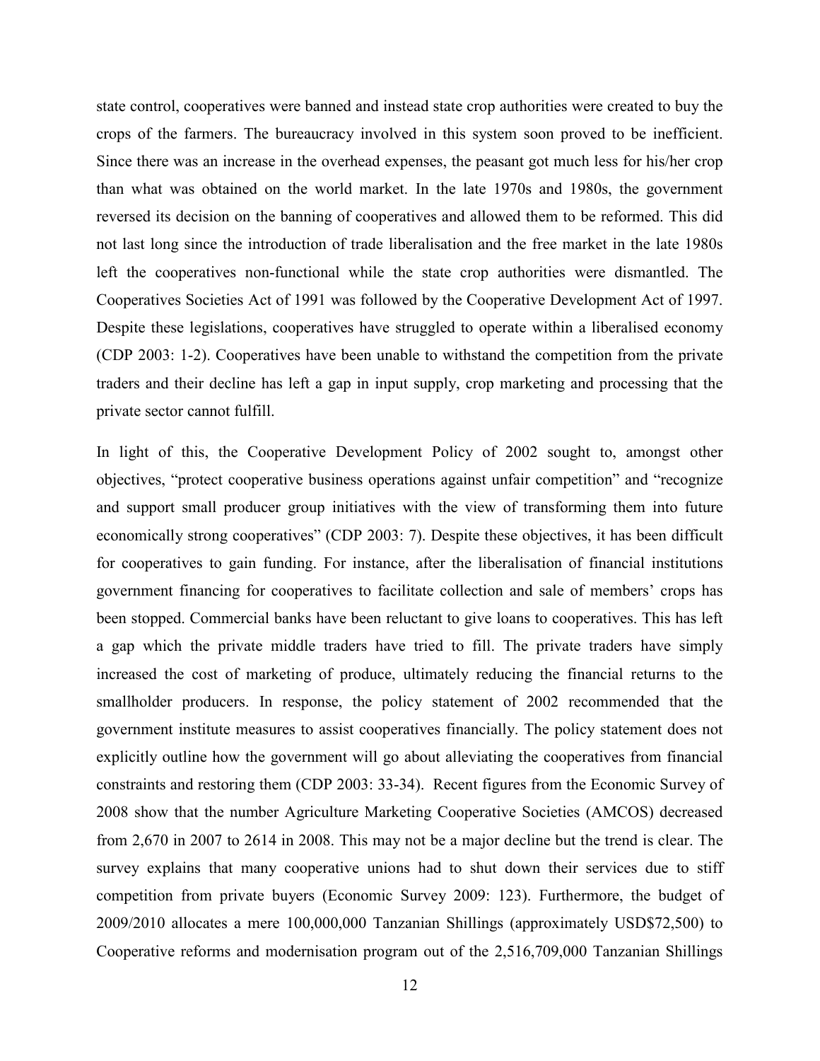state control, cooperatives were banned and instead state crop authorities were created to buy the crops of the farmers. The bureaucracy involved in this system soon proved to be inefficient. Since there was an increase in the overhead expenses, the peasant got much less for his/her crop than what was obtained on the world market. In the late 1970s and 1980s, the government reversed its decision on the banning of cooperatives and allowed them to be reformed. This did not last long since the introduction of trade liberalisation and the free market in the late 1980s left the cooperatives non-functional while the state crop authorities were dismantled. The Cooperatives Societies Act of 1991 was followed by the Cooperative Development Act of 1997. Despite these legislations, cooperatives have struggled to operate within a liberalised economy (CDP 2003: 1-2). Cooperatives have been unable to withstand the competition from the private traders and their decline has left a gap in input supply, crop marketing and processing that the private sector cannot fulfill.

In light of this, the Cooperative Development Policy of 2002 sought to, amongst other objectives, "protect cooperative business operations against unfair competition" and "recognize and support small producer group initiatives with the view of transforming them into future economically strong cooperatives" (CDP 2003: 7). Despite these objectives, it has been difficult for cooperatives to gain funding. For instance, after the liberalisation of financial institutions government financing for cooperatives to facilitate collection and sale of members' crops has been stopped. Commercial banks have been reluctant to give loans to cooperatives. This has left a gap which the private middle traders have tried to fill. The private traders have simply increased the cost of marketing of produce, ultimately reducing the financial returns to the smallholder producers. In response, the policy statement of 2002 recommended that the government institute measures to assist cooperatives financially. The policy statement does not explicitly outline how the government will go about alleviating the cooperatives from financial constraints and restoring them (CDP 2003: 33-34). Recent figures from the Economic Survey of 2008 show that the number Agriculture Marketing Cooperative Societies (AMCOS) decreased from 2,670 in 2007 to 2614 in 2008. This may not be a major decline but the trend is clear. The survey explains that many cooperative unions had to shut down their services due to stiff competition from private buyers (Economic Survey 2009: 123). Furthermore, the budget of 2009/2010 allocates a mere 100,000,000 Tanzanian Shillings (approximately USD$72,500) to Cooperative reforms and modernisation program out of the 2,516,709,000 Tanzanian Shillings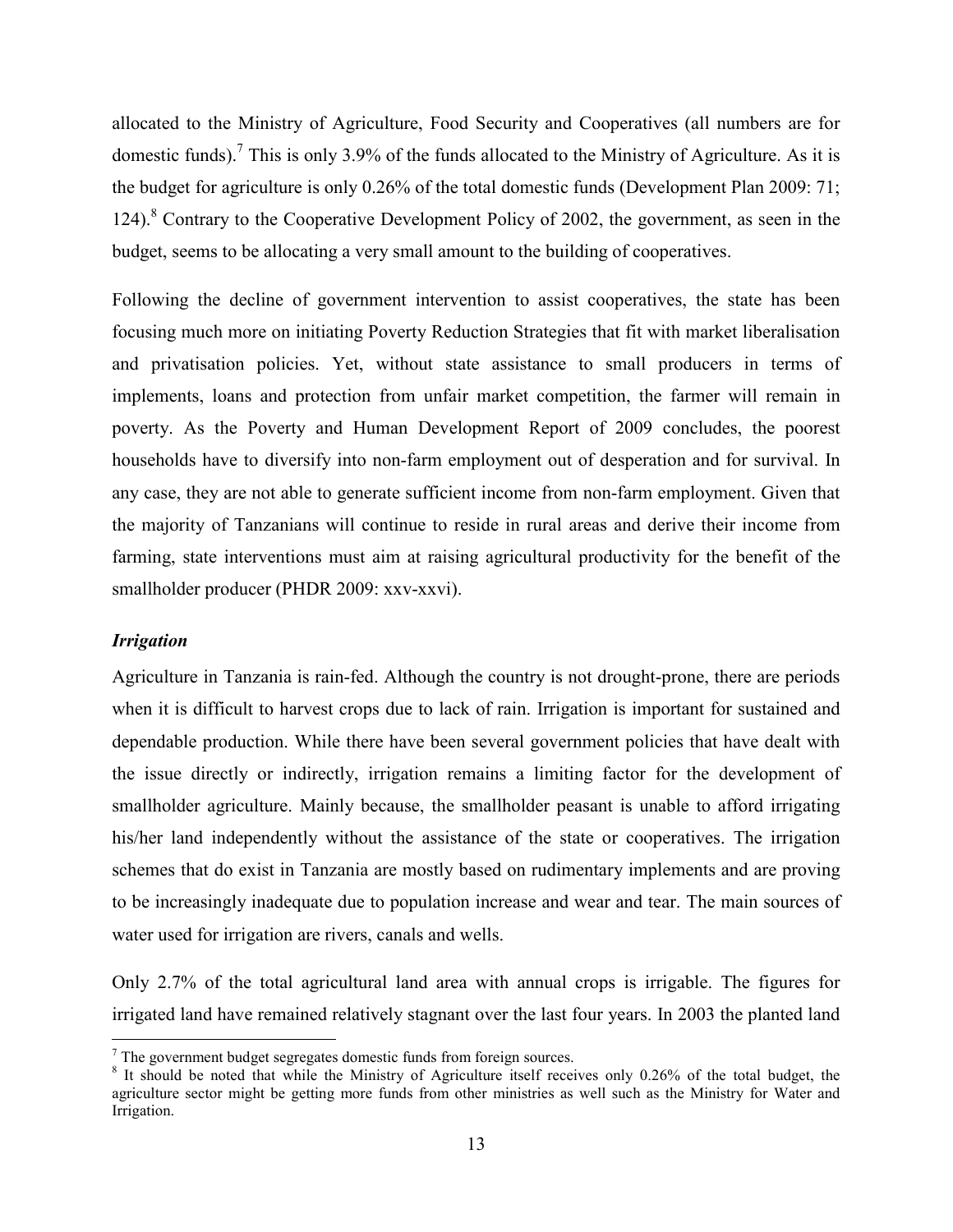allocated to the Ministry of Agriculture, Food Security and Cooperatives (all numbers are for domestic funds).[7] This is only 3.9% of the funds allocated to the Ministry of Agriculture. As it is the budget for agriculture is only 0.26% of the total domestic funds (Development Plan 2009: 71; 124).[8] Contrary to the Cooperative Development Policy of 2002, the government, as seen in the budget, seems to be allocating a very small amount to the building of cooperatives.

Following the decline of government intervention to assist cooperatives, the state has been focusing much more on initiating Poverty Reduction Strategies that fit with market liberalisation and privatisation policies. Yet, without state assistance to small producers in terms of implements, loans and protection from unfair market competition, the farmer will remain in poverty. As the Poverty and Human Development Report of 2009 concludes, the poorest households have to diversify into non-farm employment out of desperation and for survival. In any case, they are not able to generate sufficient income from non-farm employment. Given that the majority of Tanzanians will continue to reside in rural areas and derive their income from farming, state interventions must aim at raising agricultural productivity for the benefit of the smallholder producer (PHDR 2009: xxv-xxvi).

***Irrigation***

Agriculture in Tanzania is rain-fed. Although the country is not drought-prone, there are periods when it is difficult to harvest crops due to lack of rain. Irrigation is important for sustained and dependable production. While there have been several government policies that have dealt with the issue directly or indirectly, irrigation remains a limiting factor for the development of smallholder agriculture. Mainly because, the smallholder peasant is unable to afford irrigating his/her land independently without the assistance of the state or cooperatives. The irrigation schemes that do exist in Tanzania are mostly based on rudimentary implements and are proving to be increasingly inadequate due to population increase and wear and tear. The main sources of water used for irrigation are rivers, canals and wells.

Only 2.7% of the total agricultural land area with annual crops is irrigable. The figures for irrigated land have remained relatively stagnant over the last four years. In 2003 the planted land

---

[7] The government budget segregates domestic funds from foreign sources.

[8] It should be noted that while the Ministry of Agriculture itself receives only 0.26% of the total budget, the agriculture sector might be getting more funds from other ministries as well such as the Ministry for Water and Irrigation.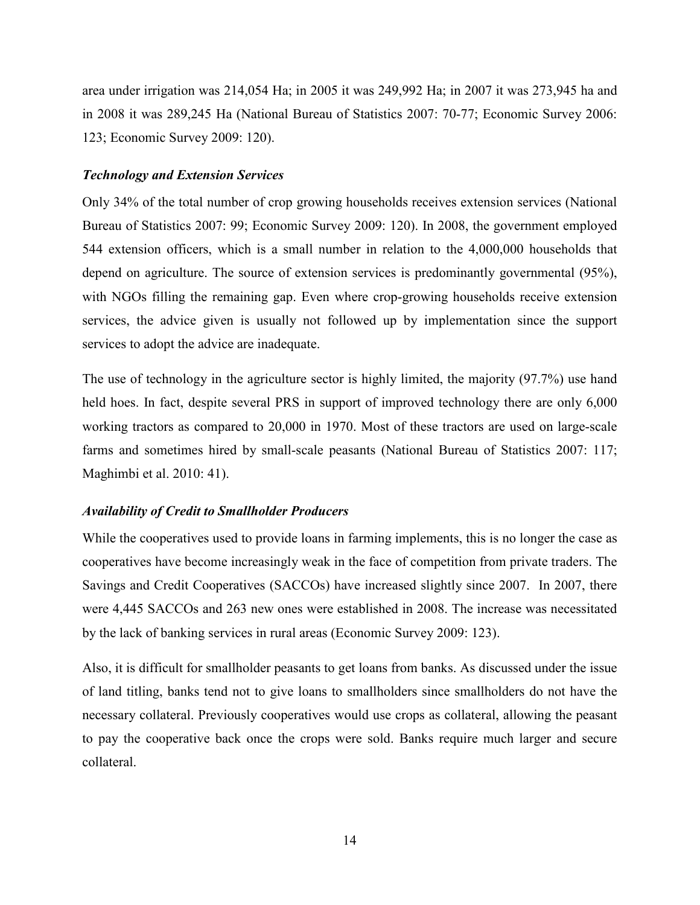area under irrigation was 214,054 Ha; in 2005 it was 249,992 Ha; in 2007 it was 273,945 ha and in 2008 it was 289,245 Ha (National Bureau of Statistics 2007: 70-77; Economic Survey 2006: 123; Economic Survey 2009: 120).

### *Technology and Extension Services*

Only 34% of the total number of crop growing households receives extension services (National Bureau of Statistics 2007: 99; Economic Survey 2009: 120). In 2008, the government employed 544 extension officers, which is a small number in relation to the 4,000,000 households that depend on agriculture. The source of extension services is predominantly governmental (95%), with NGOs filling the remaining gap. Even where crop-growing households receive extension services, the advice given is usually not followed up by implementation since the support services to adopt the advice are inadequate.

The use of technology in the agriculture sector is highly limited, the majority (97.7%) use hand held hoes. In fact, despite several PRS in support of improved technology there are only 6,000 working tractors as compared to 20,000 in 1970. Most of these tractors are used on large-scale farms and sometimes hired by small-scale peasants (National Bureau of Statistics 2007: 117; Maghimbi et al. 2010: 41).

### *Availability of Credit to Smallholder Producers*

While the cooperatives used to provide loans in farming implements, this is no longer the case as cooperatives have become increasingly weak in the face of competition from private traders. The Savings and Credit Cooperatives (SACCOs) have increased slightly since 2007. In 2007, there were 4,445 SACCOs and 263 new ones were established in 2008. The increase was necessitated by the lack of banking services in rural areas (Economic Survey 2009: 123).

Also, it is difficult for smallholder peasants to get loans from banks. As discussed under the issue of land titling, banks tend not to give loans to smallholders since smallholders do not have the necessary collateral. Previously cooperatives would use crops as collateral, allowing the peasant to pay the cooperative back once the crops were sold. Banks require much larger and secure collateral.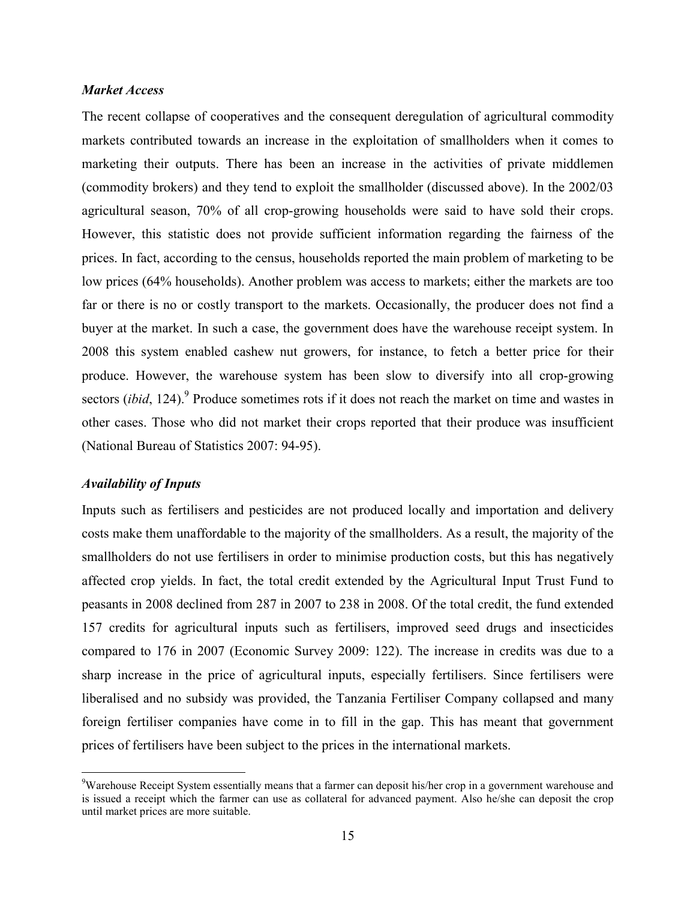### *Market Access*

The recent collapse of cooperatives and the consequent deregulation of agricultural commodity markets contributed towards an increase in the exploitation of smallholders when it comes to marketing their outputs. There has been an increase in the activities of private middlemen (commodity brokers) and they tend to exploit the smallholder (discussed above). In the 2002/03 agricultural season, 70% of all crop-growing households were said to have sold their crops. However, this statistic does not provide sufficient information regarding the fairness of the prices. In fact, according to the census, households reported the main problem of marketing to be low prices (64% households). Another problem was access to markets; either the markets are too far or there is no or costly transport to the markets. Occasionally, the producer does not find a buyer at the market. In such a case, the government does have the warehouse receipt system. In 2008 this system enabled cashew nut growers, for instance, to fetch a better price for their produce. However, the warehouse system has been slow to diversify into all crop-growing sectors (*ibid*, 124).[9] Produce sometimes rots if it does not reach the market on time and wastes in other cases. Those who did not market their crops reported that their produce was insufficient (National Bureau of Statistics 2007: 94-95).

### *Availability of Inputs*

Inputs such as fertilisers and pesticides are not produced locally and importation and delivery costs make them unaffordable to the majority of the smallholders. As a result, the majority of the smallholders do not use fertilisers in order to minimise production costs, but this has negatively affected crop yields. In fact, the total credit extended by the Agricultural Input Trust Fund to peasants in 2008 declined from 287 in 2007 to 238 in 2008. Of the total credit, the fund extended 157 credits for agricultural inputs such as fertilisers, improved seed drugs and insecticides compared to 176 in 2007 (Economic Survey 2009: 122). The increase in credits was due to a sharp increase in the price of agricultural inputs, especially fertilisers. Since fertilisers were liberalised and no subsidy was provided, the Tanzania Fertiliser Company collapsed and many foreign fertiliser companies have come in to fill in the gap. This has meant that government prices of fertilisers have been subject to the prices in the international markets.

---

[9] Warehouse Receipt System essentially means that a farmer can deposit his/her crop in a government warehouse and is issued a receipt which the farmer can use as collateral for advanced payment. Also he/she can deposit the crop until market prices are more suitable.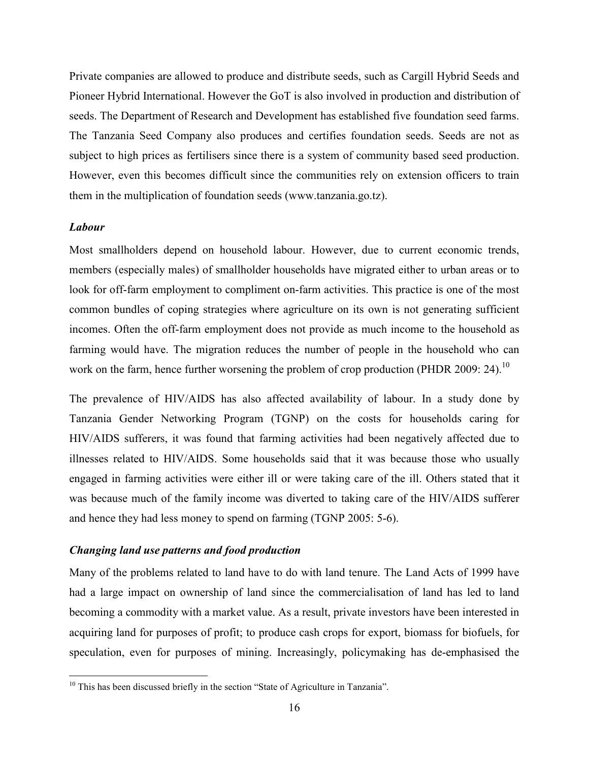Private companies are allowed to produce and distribute seeds, such as Cargill Hybrid Seeds and Pioneer Hybrid International. However the GoT is also involved in production and distribution of seeds. The Department of Research and Development has established five foundation seed farms. The Tanzania Seed Company also produces and certifies foundation seeds. Seeds are not as subject to high prices as fertilisers since there is a system of community based seed production. However, even this becomes difficult since the communities rely on extension officers to train them in the multiplication of foundation seeds (www.tanzania.go.tz).

***Labour***

Most smallholders depend on household labour. However, due to current economic trends, members (especially males) of smallholder households have migrated either to urban areas or to look for off-farm employment to compliment on-farm activities. This practice is one of the most common bundles of coping strategies where agriculture on its own is not generating sufficient incomes. Often the off-farm employment does not provide as much income to the household as farming would have. The migration reduces the number of people in the household who can work on the farm, hence further worsening the problem of crop production (PHDR 2009: 24).[10]

The prevalence of HIV/AIDS has also affected availability of labour. In a study done by Tanzania Gender Networking Program (TGNP) on the costs for households caring for HIV/AIDS sufferers, it was found that farming activities had been negatively affected due to illnesses related to HIV/AIDS. Some households said that it was because those who usually engaged in farming activities were either ill or were taking care of the ill. Others stated that it was because much of the family income was diverted to taking care of the HIV/AIDS sufferer and hence they had less money to spend on farming (TGNP 2005: 5-6).

***Changing land use patterns and food production***

Many of the problems related to land have to do with land tenure. The Land Acts of 1999 have had a large impact on ownership of land since the commercialisation of land has led to land becoming a commodity with a market value. As a result, private investors have been interested in acquiring land for purposes of profit; to produce cash crops for export, biomass for biofuels, for speculation, even for purposes of mining. Increasingly, policymaking has de-emphasised the

---

[10] This has been discussed briefly in the section "State of Agriculture in Tanzania".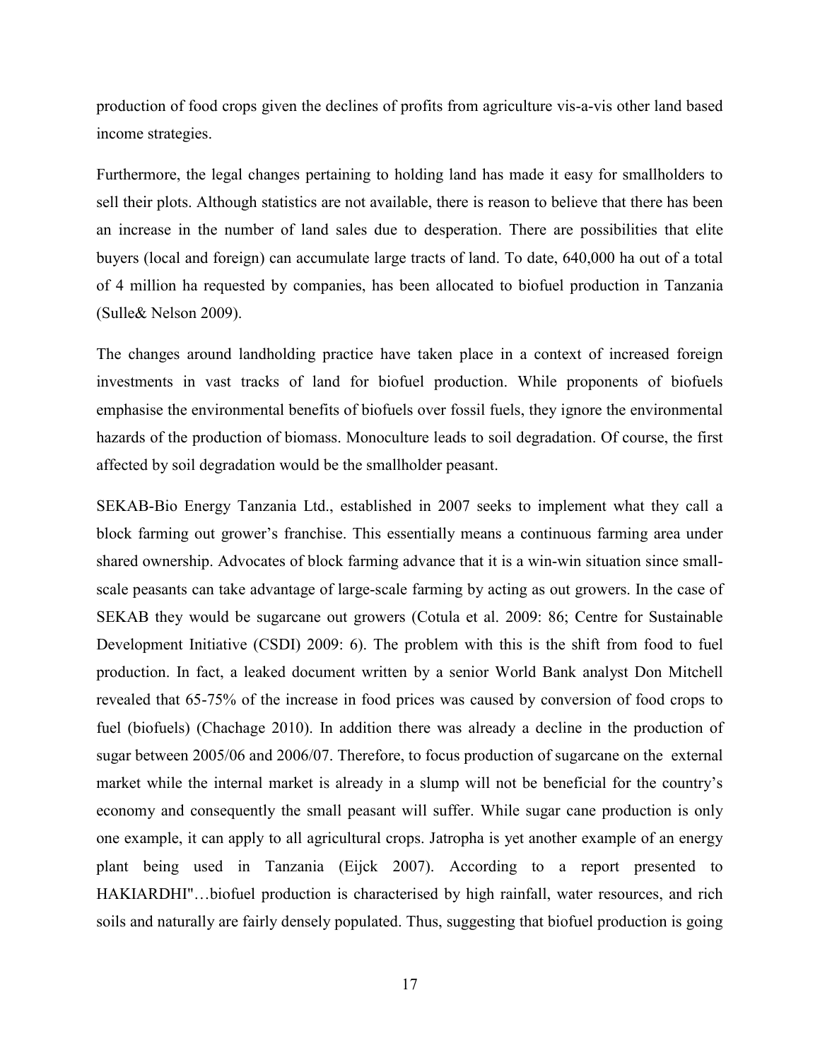production of food crops given the declines of profits from agriculture vis-a-vis other land based income strategies.

Furthermore, the legal changes pertaining to holding land has made it easy for smallholders to sell their plots. Although statistics are not available, there is reason to believe that there has been an increase in the number of land sales due to desperation. There are possibilities that elite buyers (local and foreign) can accumulate large tracts of land. To date, 640,000 ha out of a total of 4 million ha requested by companies, has been allocated to biofuel production in Tanzania (Sulle& Nelson 2009).

The changes around landholding practice have taken place in a context of increased foreign investments in vast tracks of land for biofuel production. While proponents of biofuels emphasise the environmental benefits of biofuels over fossil fuels, they ignore the environmental hazards of the production of biomass. Monoculture leads to soil degradation. Of course, the first affected by soil degradation would be the smallholder peasant.

SEKAB-Bio Energy Tanzania Ltd., established in 2007 seeks to implement what they call a block farming out grower's franchise. This essentially means a continuous farming area under shared ownership. Advocates of block farming advance that it is a win-win situation since small-scale peasants can take advantage of large-scale farming by acting as out growers. In the case of SEKAB they would be sugarcane out growers (Cotula et al. 2009: 86; Centre for Sustainable Development Initiative (CSDI) 2009: 6). The problem with this is the shift from food to fuel production. In fact, a leaked document written by a senior World Bank analyst Don Mitchell revealed that 65-75% of the increase in food prices was caused by conversion of food crops to fuel (biofuels) (Chachage 2010). In addition there was already a decline in the production of sugar between 2005/06 and 2006/07. Therefore, to focus production of sugarcane on the external market while the internal market is already in a slump will not be beneficial for the country's economy and consequently the small peasant will suffer. While sugar cane production is only one example, it can apply to all agricultural crops. Jatropha is yet another example of an energy plant being used in Tanzania (Eijck 2007). According to a report presented to HAKIARDHI"…biofuel production is characterised by high rainfall, water resources, and rich soils and naturally are fairly densely populated. Thus, suggesting that biofuel production is going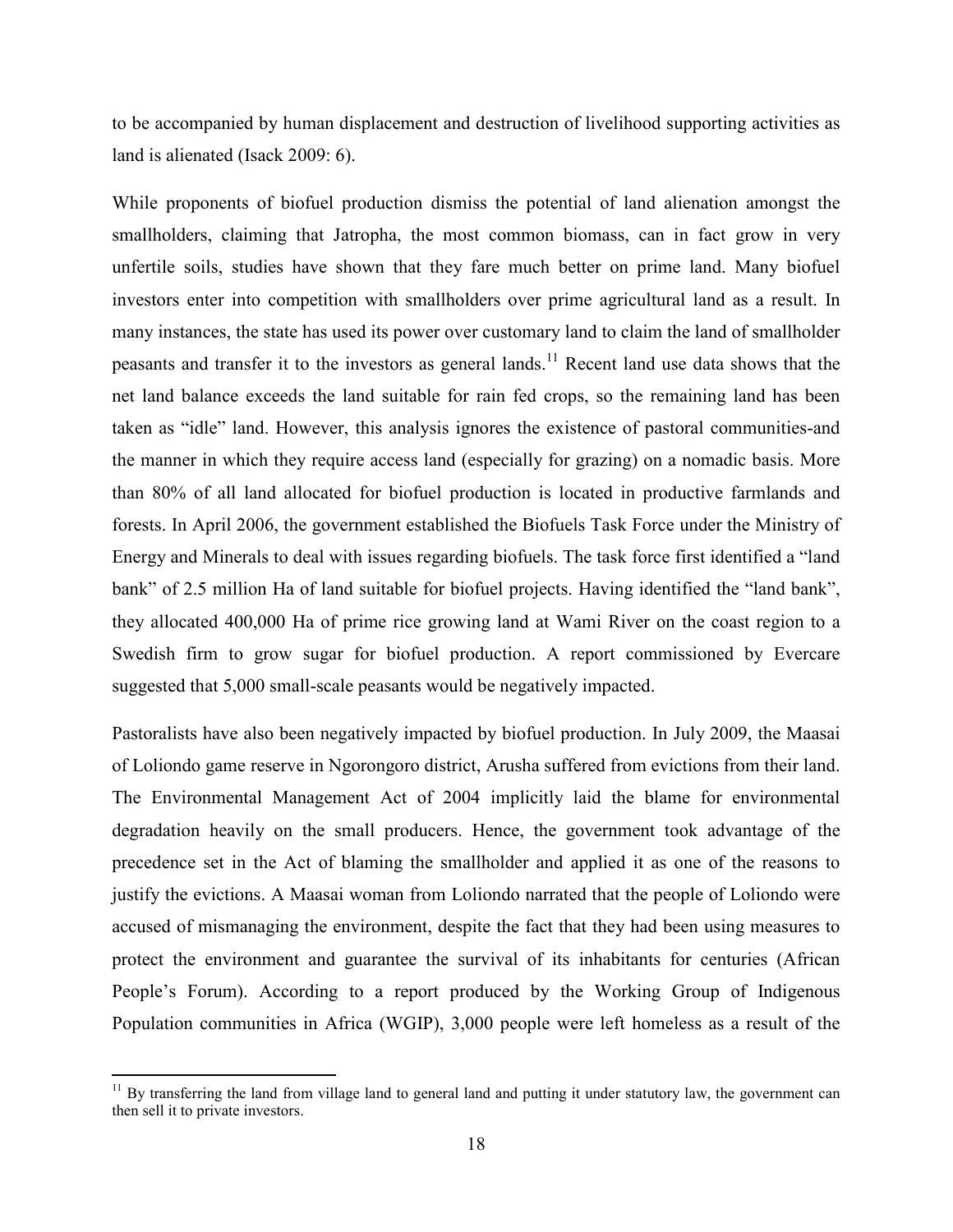to be accompanied by human displacement and destruction of livelihood supporting activities as land is alienated (Isack 2009: 6).

While proponents of biofuel production dismiss the potential of land alienation amongst the smallholders, claiming that Jatropha, the most common biomass, can in fact grow in very unfertile soils, studies have shown that they fare much better on prime land. Many biofuel investors enter into competition with smallholders over prime agricultural land as a result. In many instances, the state has used its power over customary land to claim the land of smallholder peasants and transfer it to the investors as general lands.[11] Recent land use data shows that the net land balance exceeds the land suitable for rain fed crops, so the remaining land has been taken as "idle" land. However, this analysis ignores the existence of pastoral communities-and the manner in which they require access land (especially for grazing) on a nomadic basis. More than 80% of all land allocated for biofuel production is located in productive farmlands and forests. In April 2006, the government established the Biofuels Task Force under the Ministry of Energy and Minerals to deal with issues regarding biofuels. The task force first identified a "land bank" of 2.5 million Ha of land suitable for biofuel projects. Having identified the "land bank", they allocated 400,000 Ha of prime rice growing land at Wami River on the coast region to a Swedish firm to grow sugar for biofuel production. A report commissioned by Evercare suggested that 5,000 small-scale peasants would be negatively impacted.

Pastoralists have also been negatively impacted by biofuel production. In July 2009, the Maasai of Loliondo game reserve in Ngorongoro district, Arusha suffered from evictions from their land. The Environmental Management Act of 2004 implicitly laid the blame for environmental degradation heavily on the small producers. Hence, the government took advantage of the precedence set in the Act of blaming the smallholder and applied it as one of the reasons to justify the evictions. A Maasai woman from Loliondo narrated that the people of Loliondo were accused of mismanaging the environment, despite the fact that they had been using measures to protect the environment and guarantee the survival of its inhabitants for centuries (African People's Forum). According to a report produced by the Working Group of Indigenous Population communities in Africa (WGIP), 3,000 people were left homeless as a result of the

[11] By transferring the land from village land to general land and putting it under statutory law, the government can then sell it to private investors.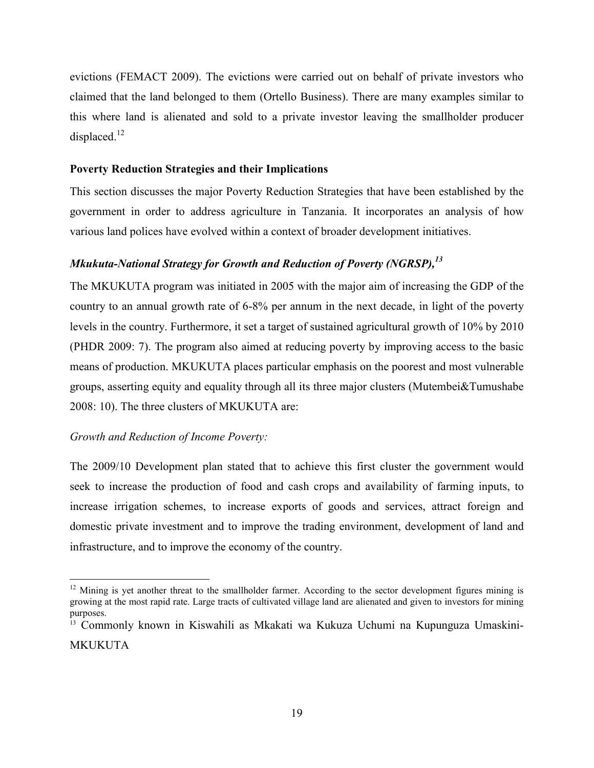evictions (FEMACT 2009). The evictions were carried out on behalf of private investors who claimed that the land belonged to them (Ortello Business). There are many examples similar to this where land is alienated and sold to a private investor leaving the smallholder producer displaced.[12]

**Poverty Reduction Strategies and their Implications**

This section discusses the major Poverty Reduction Strategies that have been established by the government in order to address agriculture in Tanzania. It incorporates an analysis of how various land polices have evolved within a context of broader development initiatives.

***Mkukuta-National Strategy for Growth and Reduction of Poverty (NGRSP),[13]***

The MKUKUTA program was initiated in 2005 with the major aim of increasing the GDP of the country to an annual growth rate of 6-8% per annum in the next decade, in light of the poverty levels in the country. Furthermore, it set a target of sustained agricultural growth of 10% by 2010 (PHDR 2009: 7). The program also aimed at reducing poverty by improving access to the basic means of production. MKUKUTA places particular emphasis on the poorest and most vulnerable groups, asserting equity and equality through all its three major clusters (Mutembei&Tumushabe 2008: 10). The three clusters of MKUKUTA are:

*Growth and Reduction of Income Poverty:*

The 2009/10 Development plan stated that to achieve this first cluster the government would seek to increase the production of food and cash crops and availability of farming inputs, to increase irrigation schemes, to increase exports of goods and services, attract foreign and domestic private investment and to improve the trading environment, development of land and infrastructure, and to improve the economy of the country.

---

[12] Mining is yet another threat to the smallholder farmer. According to the sector development figures mining is growing at the most rapid rate. Large tracts of cultivated village land are alienated and given to investors for mining purposes.

[13] Commonly known in Kiswahili as Mkakati wa Kukuza Uchumi na Kupunguza Umaskini-MKUKUTA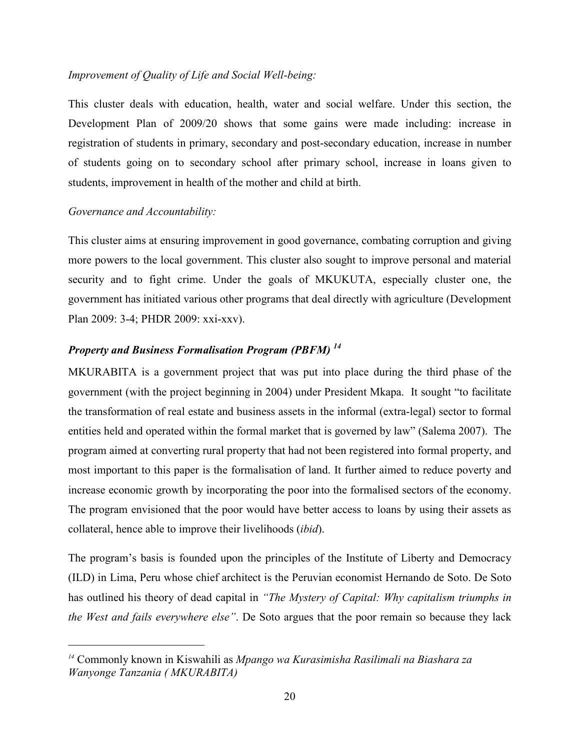*Improvement of Quality of Life and Social Well-being:*

This cluster deals with education, health, water and social welfare. Under this section, the Development Plan of 2009/20 shows that some gains were made including: increase in registration of students in primary, secondary and post-secondary education, increase in number of students going on to secondary school after primary school, increase in loans given to students, improvement in health of the mother and child at birth.

*Governance and Accountability:*

This cluster aims at ensuring improvement in good governance, combating corruption and giving more powers to the local government. This cluster also sought to improve personal and material security and to fight crime. Under the goals of MKUKUTA, especially cluster one, the government has initiated various other programs that deal directly with agriculture (Development Plan 2009: 3-4; PHDR 2009: xxi-xxv).

### ***Property and Business Formalisation Program (PBFM)*** [14]

MKURABITA is a government project that was put into place during the third phase of the government (with the project beginning in 2004) under President Mkapa. It sought "to facilitate the transformation of real estate and business assets in the informal (extra-legal) sector to formal entities held and operated within the formal market that is governed by law" (Salema 2007). The program aimed at converting rural property that had not been registered into formal property, and most important to this paper is the formalisation of land. It further aimed to reduce poverty and increase economic growth by incorporating the poor into the formalised sectors of the economy. The program envisioned that the poor would have better access to loans by using their assets as collateral, hence able to improve their livelihoods (*ibid*).

The program's basis is founded upon the principles of the Institute of Liberty and Democracy (ILD) in Lima, Peru whose chief architect is the Peruvian economist Hernando de Soto. De Soto has outlined his theory of dead capital in *"The Mystery of Capital: Why capitalism triumphs in the West and fails everywhere else"*. De Soto argues that the poor remain so because they lack

---

[14] Commonly known in Kiswahili as *Mpango wa Kurasimisha Rasilimali na Biashara za Wanyonge Tanzania ( MKURABITA)*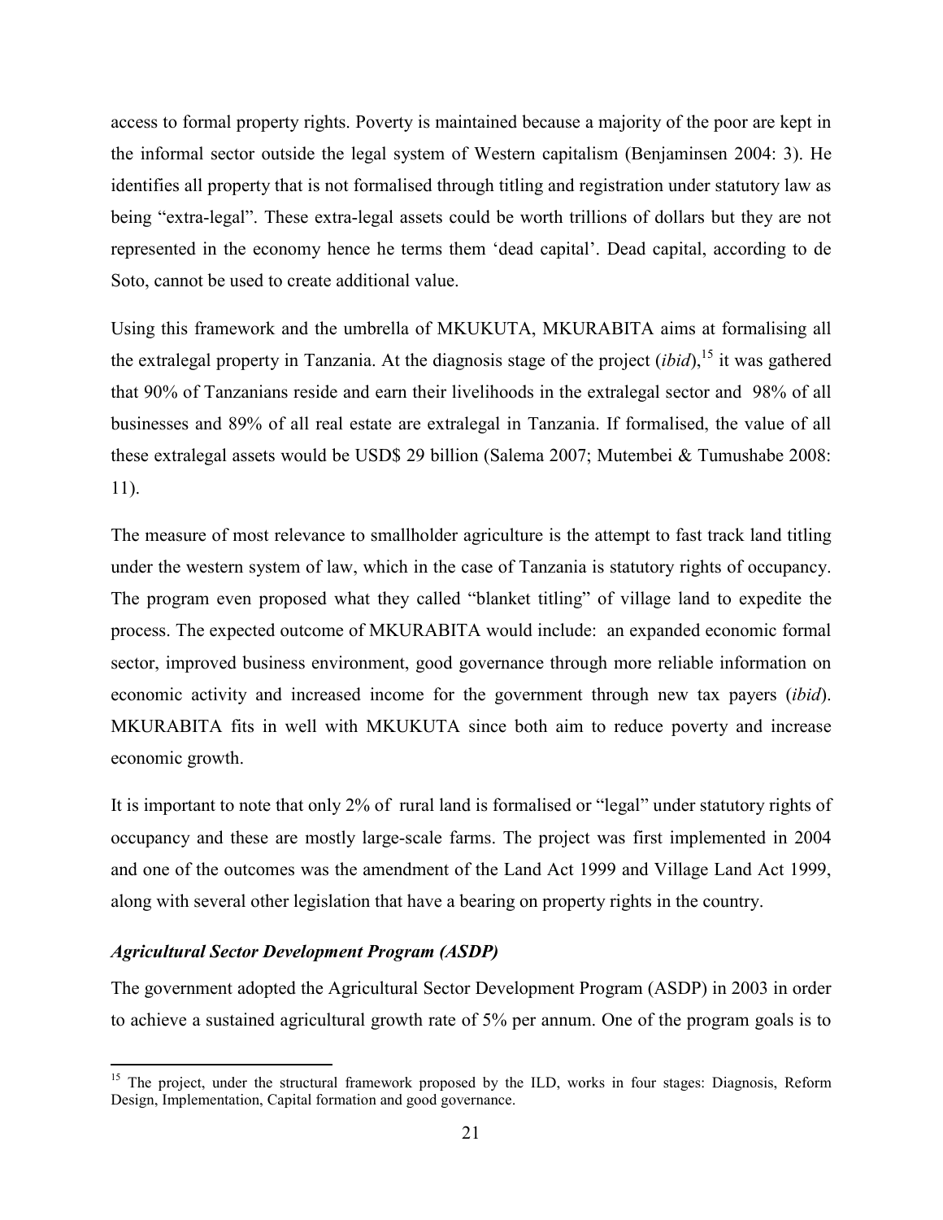access to formal property rights. Poverty is maintained because a majority of the poor are kept in the informal sector outside the legal system of Western capitalism (Benjaminsen 2004: 3). He identifies all property that is not formalised through titling and registration under statutory law as being "extra-legal". These extra-legal assets could be worth trillions of dollars but they are not represented in the economy hence he terms them 'dead capital'. Dead capital, according to de Soto, cannot be used to create additional value.

Using this framework and the umbrella of MKUKUTA, MKURABITA aims at formalising all the extralegal property in Tanzania. At the diagnosis stage of the project (*ibid*),[15] it was gathered that 90% of Tanzanians reside and earn their livelihoods in the extralegal sector and 98% of all businesses and 89% of all real estate are extralegal in Tanzania. If formalised, the value of all these extralegal assets would be USD$ 29 billion (Salema 2007; Mutembei & Tumushabe 2008: 11).

The measure of most relevance to smallholder agriculture is the attempt to fast track land titling under the western system of law, which in the case of Tanzania is statutory rights of occupancy. The program even proposed what they called "blanket titling" of village land to expedite the process. The expected outcome of MKURABITA would include: an expanded economic formal sector, improved business environment, good governance through more reliable information on economic activity and increased income for the government through new tax payers (*ibid*). MKURABITA fits in well with MKUKUTA since both aim to reduce poverty and increase economic growth.

It is important to note that only 2% of rural land is formalised or "legal" under statutory rights of occupancy and these are mostly large-scale farms. The project was first implemented in 2004 and one of the outcomes was the amendment of the Land Act 1999 and Village Land Act 1999, along with several other legislation that have a bearing on property rights in the country.

### *Agricultural Sector Development Program (ASDP)*

The government adopted the Agricultural Sector Development Program (ASDP) in 2003 in order to achieve a sustained agricultural growth rate of 5% per annum. One of the program goals is to

[15] The project, under the structural framework proposed by the ILD, works in four stages: Diagnosis, Reform Design, Implementation, Capital formation and good governance.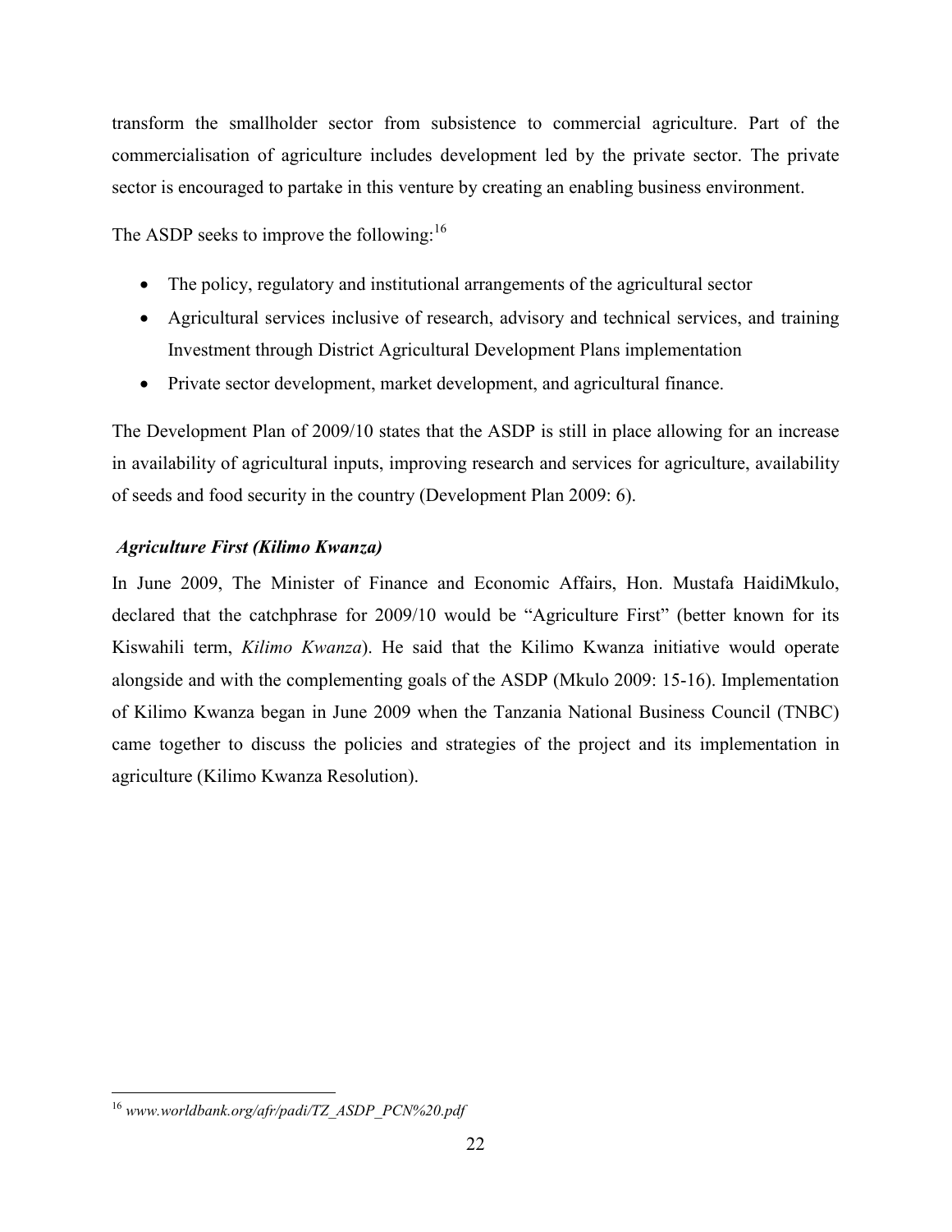transform the smallholder sector from subsistence to commercial agriculture. Part of the commercialisation of agriculture includes development led by the private sector. The private sector is encouraged to partake in this venture by creating an enabling business environment.

The ASDP seeks to improve the following:[16]

- The policy, regulatory and institutional arrangements of the agricultural sector
- Agricultural services inclusive of research, advisory and technical services, and training Investment through District Agricultural Development Plans implementation
- Private sector development, market development, and agricultural finance.

The Development Plan of 2009/10 states that the ASDP is still in place allowing for an increase in availability of agricultural inputs, improving research and services for agriculture, availability of seeds and food security in the country (Development Plan 2009: 6).

***Agriculture First (Kilimo Kwanza)***

In June 2009, The Minister of Finance and Economic Affairs, Hon. Mustafa HaidiMkulo, declared that the catchphrase for 2009/10 would be "Agriculture First" (better known for its Kiswahili term, *Kilimo Kwanza*). He said that the Kilimo Kwanza initiative would operate alongside and with the complementing goals of the ASDP (Mkulo 2009: 15-16). Implementation of Kilimo Kwanza began in June 2009 when the Tanzania National Business Council (TNBC) came together to discuss the policies and strategies of the project and its implementation in agriculture (Kilimo Kwanza Resolution).

---

[16] *www.worldbank.org/afr/padi/TZ_ASDP_PCN%20.pdf*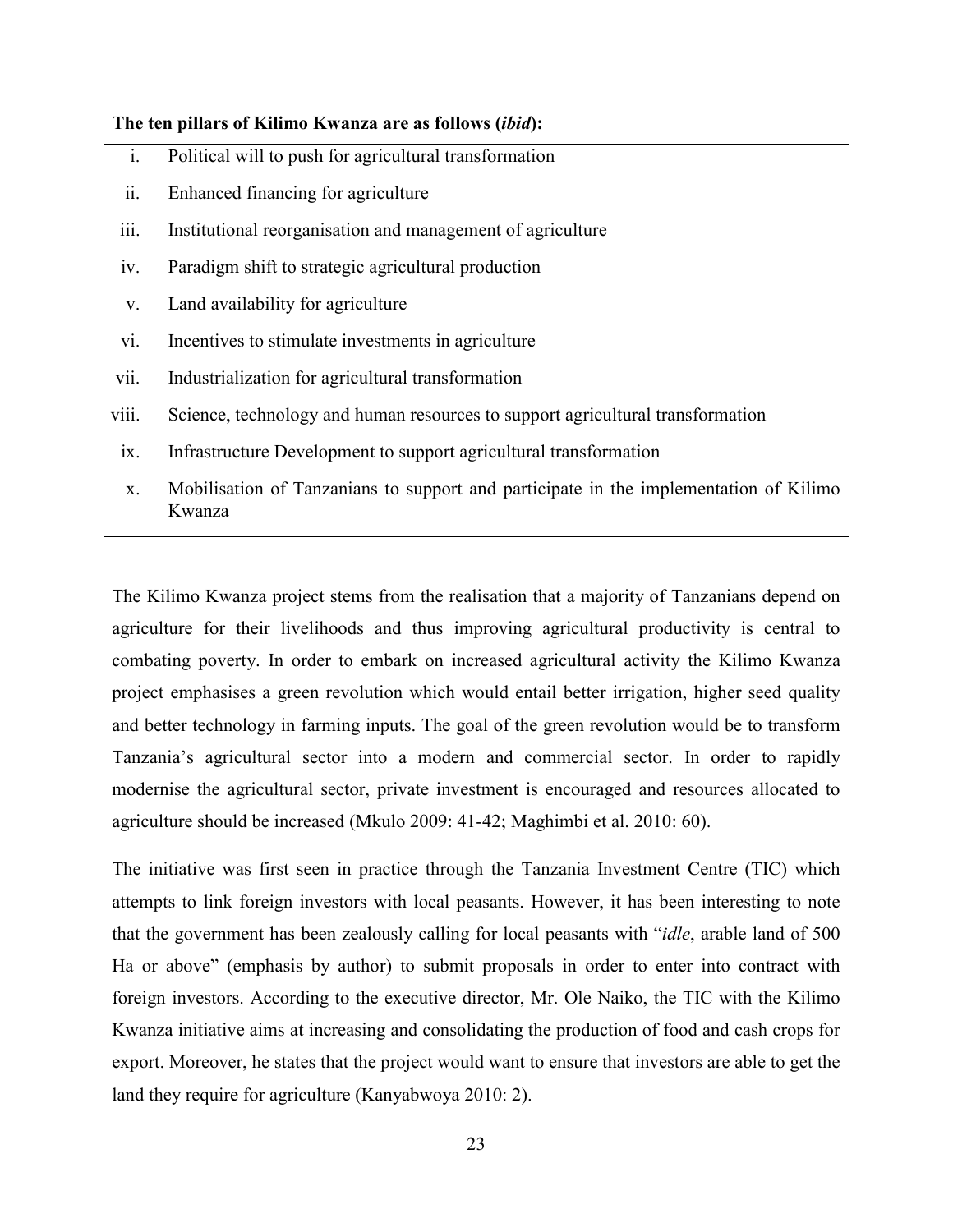**The ten pillars of Kilimo Kwanza are as follows (*ibid*):**

i. Political will to push for agricultural transformation
ii. Enhanced financing for agriculture
iii. Institutional reorganisation and management of agriculture
iv. Paradigm shift to strategic agricultural production
v. Land availability for agriculture
vi. Incentives to stimulate investments in agriculture
vii. Industrialization for agricultural transformation
viii. Science, technology and human resources to support agricultural transformation
ix. Infrastructure Development to support agricultural transformation
x. Mobilisation of Tanzanians to support and participate in the implementation of Kilimo Kwanza

The Kilimo Kwanza project stems from the realisation that a majority of Tanzanians depend on agriculture for their livelihoods and thus improving agricultural productivity is central to combating poverty. In order to embark on increased agricultural activity the Kilimo Kwanza project emphasises a green revolution which would entail better irrigation, higher seed quality and better technology in farming inputs. The goal of the green revolution would be to transform Tanzania's agricultural sector into a modern and commercial sector. In order to rapidly modernise the agricultural sector, private investment is encouraged and resources allocated to agriculture should be increased (Mkulo 2009: 41-42; Maghimbi et al. 2010: 60).

The initiative was first seen in practice through the Tanzania Investment Centre (TIC) which attempts to link foreign investors with local peasants. However, it has been interesting to note that the government has been zealously calling for local peasants with "*idle*, arable land of 500 Ha or above" (emphasis by author) to submit proposals in order to enter into contract with foreign investors. According to the executive director, Mr. Ole Naiko, the TIC with the Kilimo Kwanza initiative aims at increasing and consolidating the production of food and cash crops for export. Moreover, he states that the project would want to ensure that investors are able to get the land they require for agriculture (Kanyabwoya 2010: 2).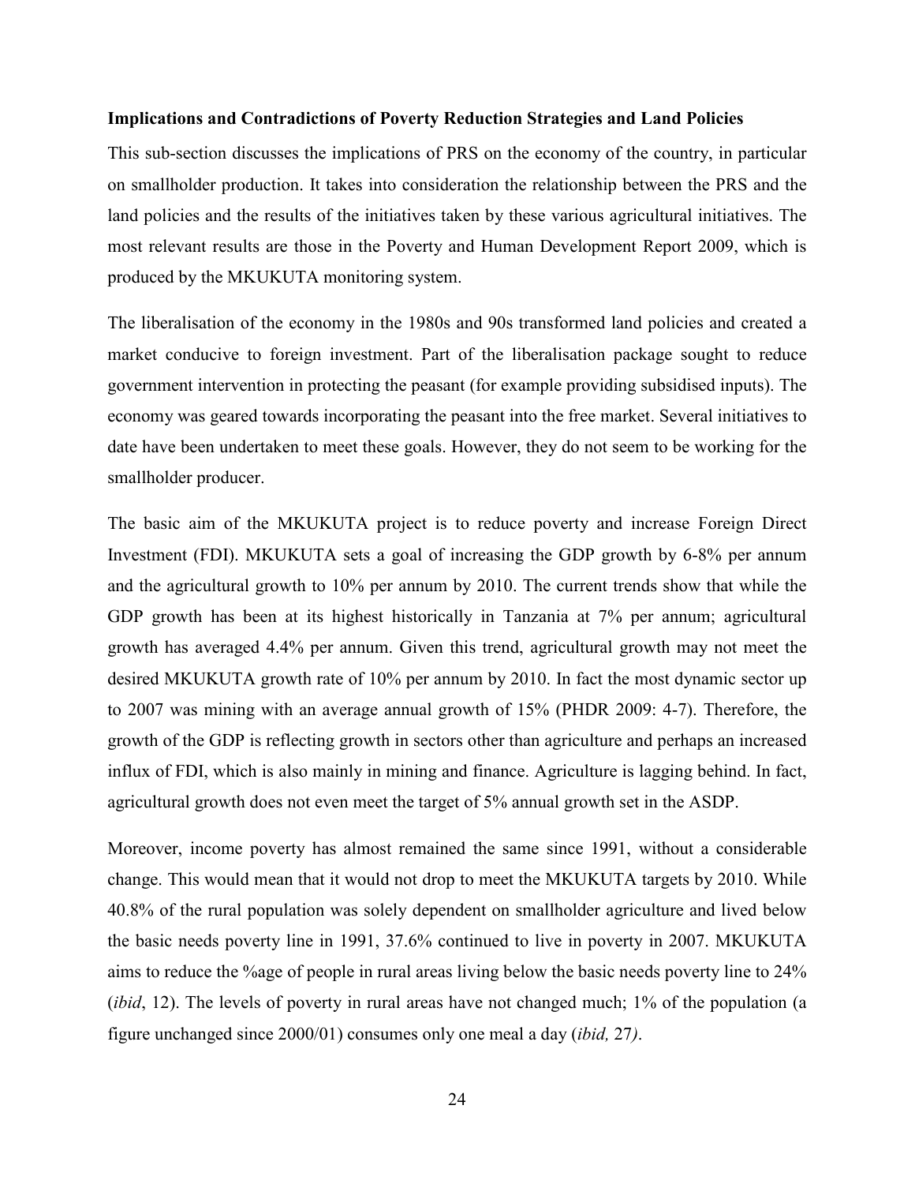**Implications and Contradictions of Poverty Reduction Strategies and Land Policies**

This sub-section discusses the implications of PRS on the economy of the country, in particular on smallholder production. It takes into consideration the relationship between the PRS and the land policies and the results of the initiatives taken by these various agricultural initiatives. The most relevant results are those in the Poverty and Human Development Report 2009, which is produced by the MKUKUTA monitoring system.

The liberalisation of the economy in the 1980s and 90s transformed land policies and created a market conducive to foreign investment. Part of the liberalisation package sought to reduce government intervention in protecting the peasant (for example providing subsidised inputs). The economy was geared towards incorporating the peasant into the free market. Several initiatives to date have been undertaken to meet these goals. However, they do not seem to be working for the smallholder producer.

The basic aim of the MKUKUTA project is to reduce poverty and increase Foreign Direct Investment (FDI). MKUKUTA sets a goal of increasing the GDP growth by 6-8% per annum and the agricultural growth to 10% per annum by 2010. The current trends show that while the GDP growth has been at its highest historically in Tanzania at 7% per annum; agricultural growth has averaged 4.4% per annum. Given this trend, agricultural growth may not meet the desired MKUKUTA growth rate of 10% per annum by 2010. In fact the most dynamic sector up to 2007 was mining with an average annual growth of 15% (PHDR 2009: 4-7). Therefore, the growth of the GDP is reflecting growth in sectors other than agriculture and perhaps an increased influx of FDI, which is also mainly in mining and finance. Agriculture is lagging behind. In fact, agricultural growth does not even meet the target of 5% annual growth set in the ASDP.

Moreover, income poverty has almost remained the same since 1991, without a considerable change. This would mean that it would not drop to meet the MKUKUTA targets by 2010. While 40.8% of the rural population was solely dependent on smallholder agriculture and lived below the basic needs poverty line in 1991, 37.6% continued to live in poverty in 2007. MKUKUTA aims to reduce the %age of people in rural areas living below the basic needs poverty line to 24% (*ibid*, 12). The levels of poverty in rural areas have not changed much; 1% of the population (a figure unchanged since 2000/01) consumes only one meal a day (*ibid,* 27*)*.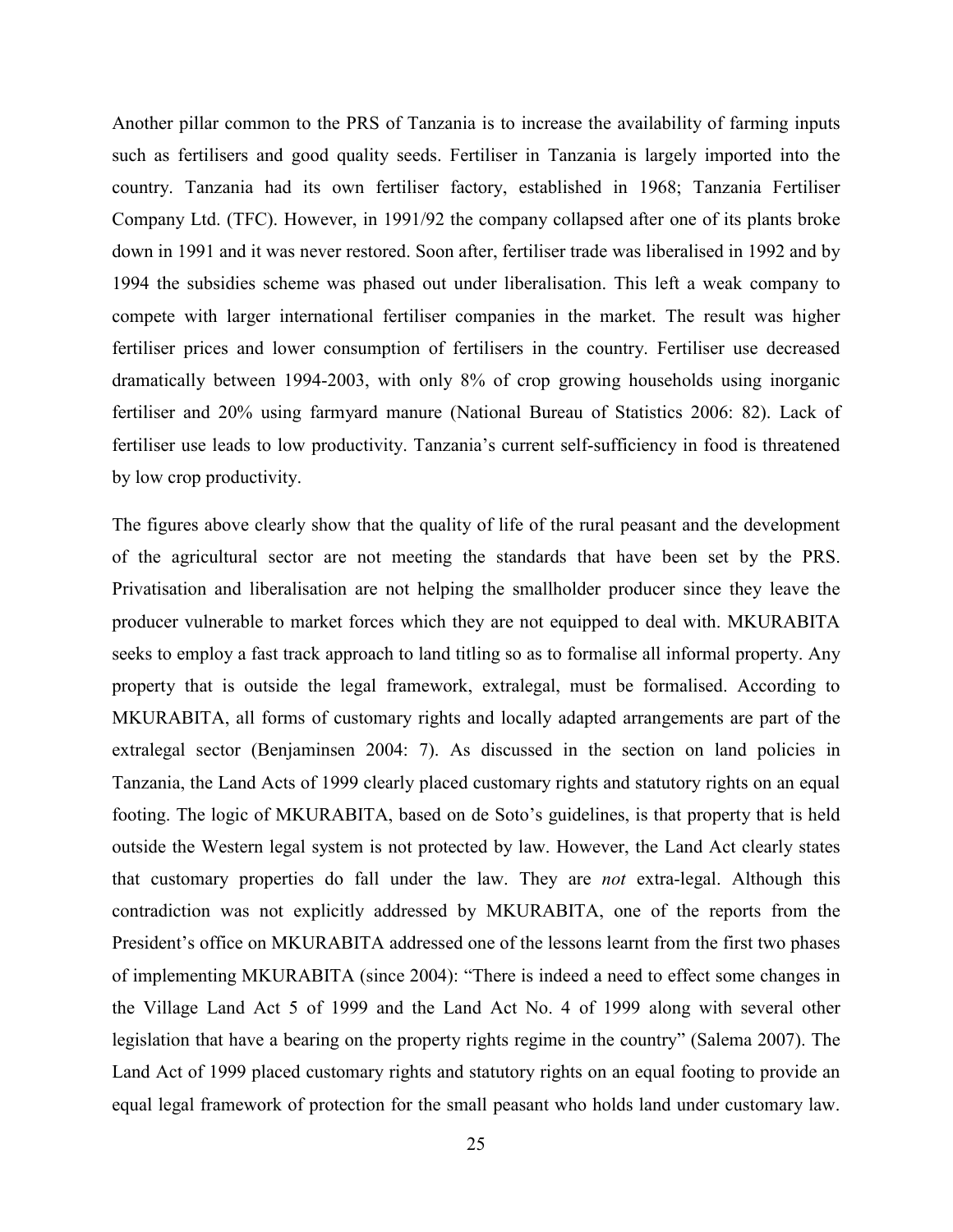Another pillar common to the PRS of Tanzania is to increase the availability of farming inputs such as fertilisers and good quality seeds. Fertiliser in Tanzania is largely imported into the country. Tanzania had its own fertiliser factory, established in 1968; Tanzania Fertiliser Company Ltd. (TFC). However, in 1991/92 the company collapsed after one of its plants broke down in 1991 and it was never restored. Soon after, fertiliser trade was liberalised in 1992 and by 1994 the subsidies scheme was phased out under liberalisation. This left a weak company to compete with larger international fertiliser companies in the market. The result was higher fertiliser prices and lower consumption of fertilisers in the country. Fertiliser use decreased dramatically between 1994-2003, with only 8% of crop growing households using inorganic fertiliser and 20% using farmyard manure (National Bureau of Statistics 2006: 82). Lack of fertiliser use leads to low productivity. Tanzania's current self-sufficiency in food is threatened by low crop productivity.

The figures above clearly show that the quality of life of the rural peasant and the development of the agricultural sector are not meeting the standards that have been set by the PRS. Privatisation and liberalisation are not helping the smallholder producer since they leave the producer vulnerable to market forces which they are not equipped to deal with. MKURABITA seeks to employ a fast track approach to land titling so as to formalise all informal property. Any property that is outside the legal framework, extralegal, must be formalised. According to MKURABITA, all forms of customary rights and locally adapted arrangements are part of the extralegal sector (Benjaminsen 2004: 7). As discussed in the section on land policies in Tanzania, the Land Acts of 1999 clearly placed customary rights and statutory rights on an equal footing. The logic of MKURABITA, based on de Soto's guidelines, is that property that is held outside the Western legal system is not protected by law. However, the Land Act clearly states that customary properties do fall under the law. They are *not* extra-legal. Although this contradiction was not explicitly addressed by MKURABITA, one of the reports from the President's office on MKURABITA addressed one of the lessons learnt from the first two phases of implementing MKURABITA (since 2004): "There is indeed a need to effect some changes in the Village Land Act 5 of 1999 and the Land Act No. 4 of 1999 along with several other legislation that have a bearing on the property rights regime in the country" (Salema 2007). The Land Act of 1999 placed customary rights and statutory rights on an equal footing to provide an equal legal framework of protection for the small peasant who holds land under customary law.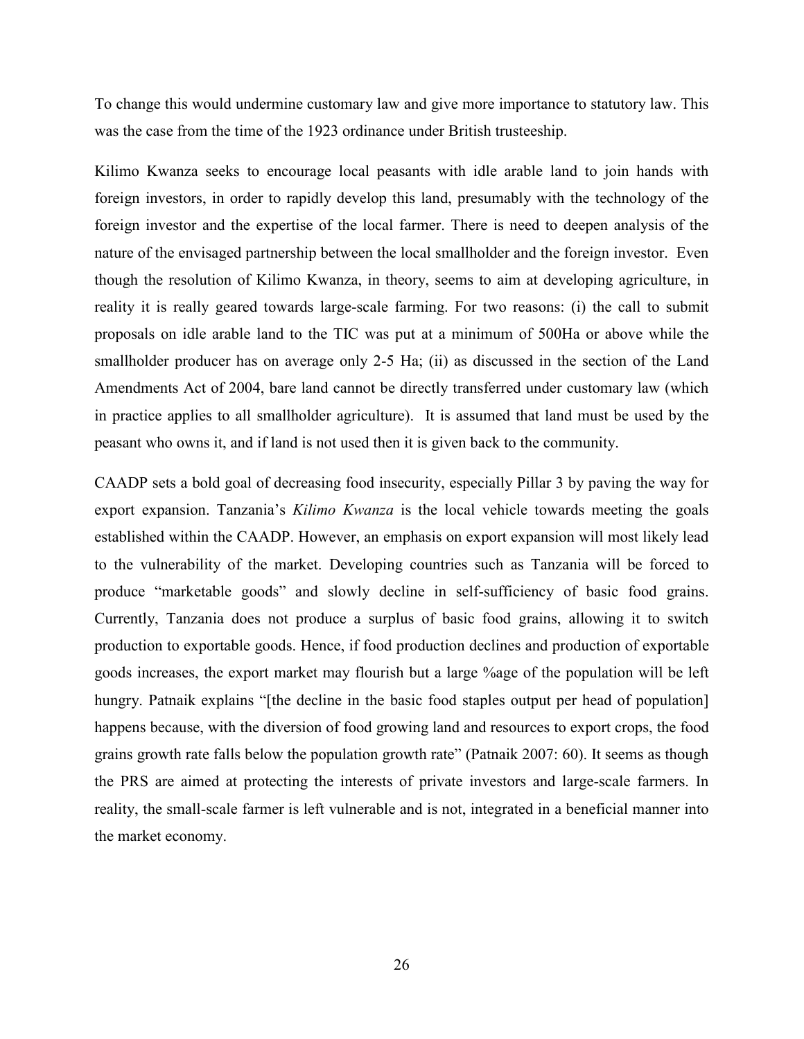To change this would undermine customary law and give more importance to statutory law. This was the case from the time of the 1923 ordinance under British trusteeship.

Kilimo Kwanza seeks to encourage local peasants with idle arable land to join hands with foreign investors, in order to rapidly develop this land, presumably with the technology of the foreign investor and the expertise of the local farmer. There is need to deepen analysis of the nature of the envisaged partnership between the local smallholder and the foreign investor. Even though the resolution of Kilimo Kwanza, in theory, seems to aim at developing agriculture, in reality it is really geared towards large-scale farming. For two reasons: (i) the call to submit proposals on idle arable land to the TIC was put at a minimum of 500Ha or above while the smallholder producer has on average only 2-5 Ha; (ii) as discussed in the section of the Land Amendments Act of 2004, bare land cannot be directly transferred under customary law (which in practice applies to all smallholder agriculture). It is assumed that land must be used by the peasant who owns it, and if land is not used then it is given back to the community.

CAADP sets a bold goal of decreasing food insecurity, especially Pillar 3 by paving the way for export expansion. Tanzania's *Kilimo Kwanza* is the local vehicle towards meeting the goals established within the CAADP. However, an emphasis on export expansion will most likely lead to the vulnerability of the market. Developing countries such as Tanzania will be forced to produce "marketable goods" and slowly decline in self-sufficiency of basic food grains. Currently, Tanzania does not produce a surplus of basic food grains, allowing it to switch production to exportable goods. Hence, if food production declines and production of exportable goods increases, the export market may flourish but a large %age of the population will be left hungry. Patnaik explains "[the decline in the basic food staples output per head of population] happens because, with the diversion of food growing land and resources to export crops, the food grains growth rate falls below the population growth rate" (Patnaik 2007: 60). It seems as though the PRS are aimed at protecting the interests of private investors and large-scale farmers. In reality, the small-scale farmer is left vulnerable and is not, integrated in a beneficial manner into the market economy.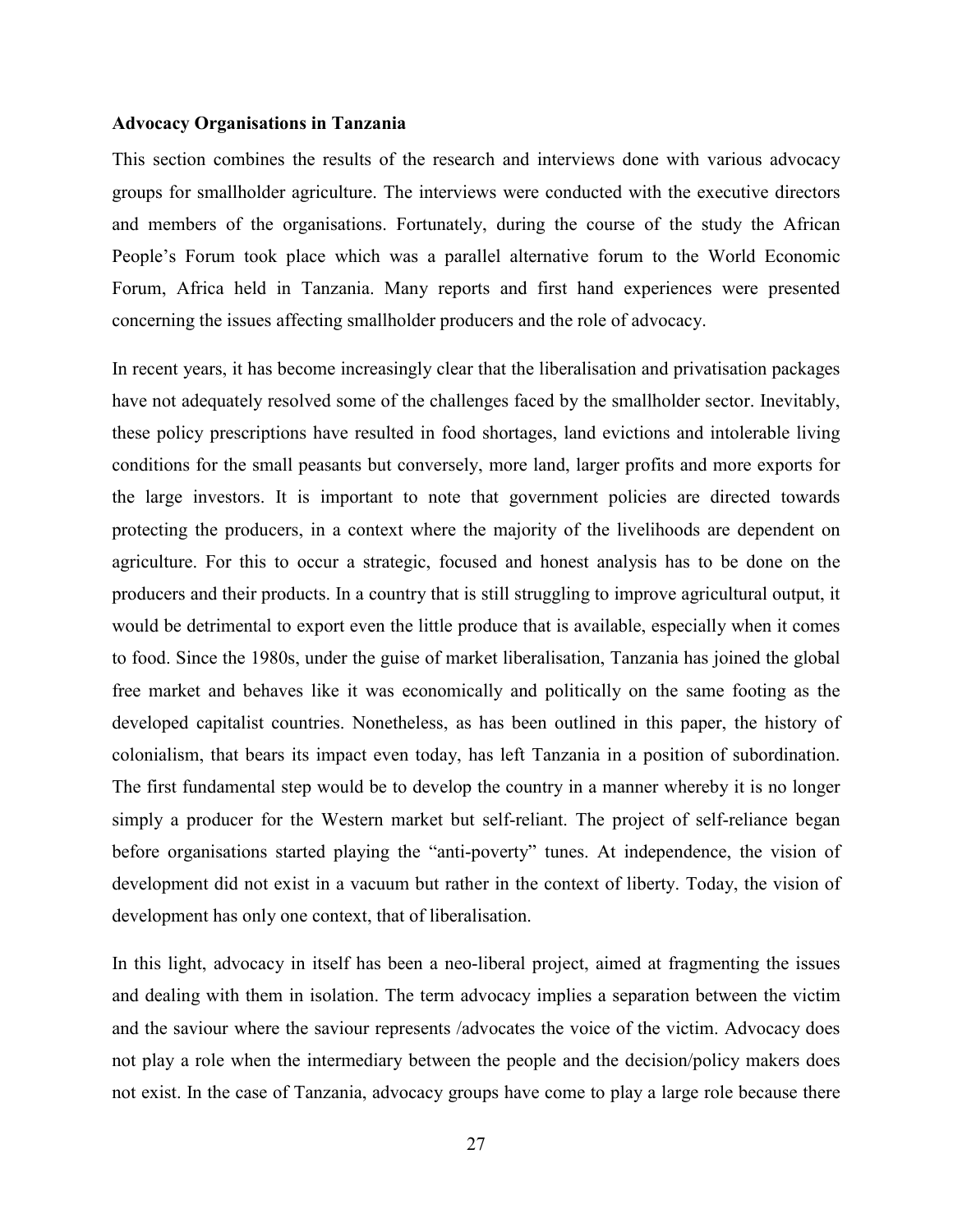**Advocacy Organisations in Tanzania**

This section combines the results of the research and interviews done with various advocacy groups for smallholder agriculture. The interviews were conducted with the executive directors and members of the organisations. Fortunately, during the course of the study the African People's Forum took place which was a parallel alternative forum to the World Economic Forum, Africa held in Tanzania. Many reports and first hand experiences were presented concerning the issues affecting smallholder producers and the role of advocacy.

In recent years, it has become increasingly clear that the liberalisation and privatisation packages have not adequately resolved some of the challenges faced by the smallholder sector. Inevitably, these policy prescriptions have resulted in food shortages, land evictions and intolerable living conditions for the small peasants but conversely, more land, larger profits and more exports for the large investors. It is important to note that government policies are directed towards protecting the producers, in a context where the majority of the livelihoods are dependent on agriculture. For this to occur a strategic, focused and honest analysis has to be done on the producers and their products. In a country that is still struggling to improve agricultural output, it would be detrimental to export even the little produce that is available, especially when it comes to food. Since the 1980s, under the guise of market liberalisation, Tanzania has joined the global free market and behaves like it was economically and politically on the same footing as the developed capitalist countries. Nonetheless, as has been outlined in this paper, the history of colonialism, that bears its impact even today, has left Tanzania in a position of subordination. The first fundamental step would be to develop the country in a manner whereby it is no longer simply a producer for the Western market but self-reliant. The project of self-reliance began before organisations started playing the "anti-poverty" tunes. At independence, the vision of development did not exist in a vacuum but rather in the context of liberty. Today, the vision of development has only one context, that of liberalisation.

In this light, advocacy in itself has been a neo-liberal project, aimed at fragmenting the issues and dealing with them in isolation. The term advocacy implies a separation between the victim and the saviour where the saviour represents /advocates the voice of the victim. Advocacy does not play a role when the intermediary between the people and the decision/policy makers does not exist. In the case of Tanzania, advocacy groups have come to play a large role because there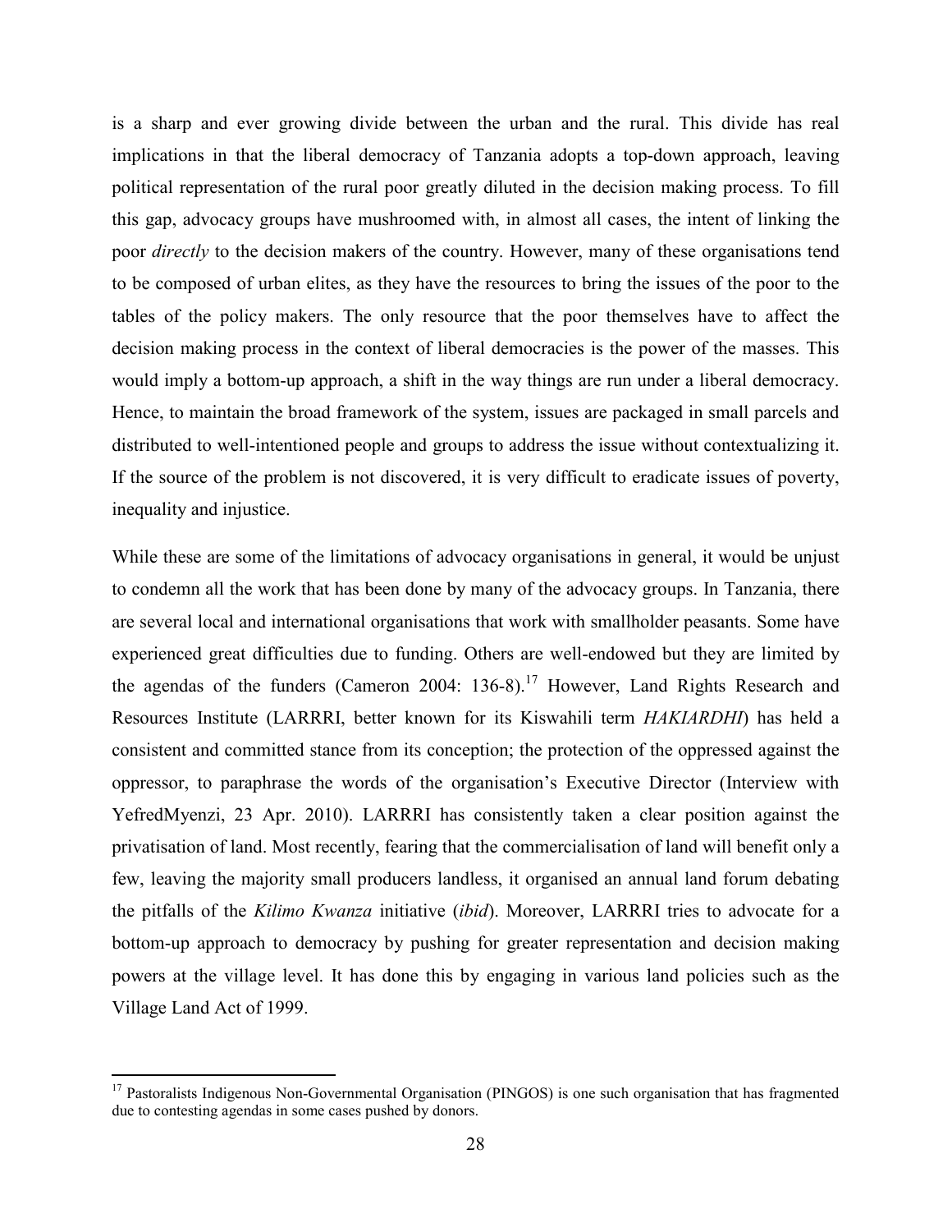is a sharp and ever growing divide between the urban and the rural. This divide has real implications in that the liberal democracy of Tanzania adopts a top-down approach, leaving political representation of the rural poor greatly diluted in the decision making process. To fill this gap, advocacy groups have mushroomed with, in almost all cases, the intent of linking the poor *directly* to the decision makers of the country. However, many of these organisations tend to be composed of urban elites, as they have the resources to bring the issues of the poor to the tables of the policy makers. The only resource that the poor themselves have to affect the decision making process in the context of liberal democracies is the power of the masses. This would imply a bottom-up approach, a shift in the way things are run under a liberal democracy. Hence, to maintain the broad framework of the system, issues are packaged in small parcels and distributed to well-intentioned people and groups to address the issue without contextualizing it. If the source of the problem is not discovered, it is very difficult to eradicate issues of poverty, inequality and injustice.

While these are some of the limitations of advocacy organisations in general, it would be unjust to condemn all the work that has been done by many of the advocacy groups. In Tanzania, there are several local and international organisations that work with smallholder peasants. Some have experienced great difficulties due to funding. Others are well-endowed but they are limited by the agendas of the funders (Cameron 2004: 136-8).[17] However, Land Rights Research and Resources Institute (LARRRI, better known for its Kiswahili term *HAKIARDHI*) has held a consistent and committed stance from its conception; the protection of the oppressed against the oppressor, to paraphrase the words of the organisation's Executive Director (Interview with YefredMyenzi, 23 Apr. 2010). LARRRI has consistently taken a clear position against the privatisation of land. Most recently, fearing that the commercialisation of land will benefit only a few, leaving the majority small producers landless, it organised an annual land forum debating the pitfalls of the *Kilimo Kwanza* initiative (*ibid*). Moreover, LARRRI tries to advocate for a bottom-up approach to democracy by pushing for greater representation and decision making powers at the village level. It has done this by engaging in various land policies such as the Village Land Act of 1999.

---

[17] Pastoralists Indigenous Non-Governmental Organisation (PINGOS) is one such organisation that has fragmented due to contesting agendas in some cases pushed by donors.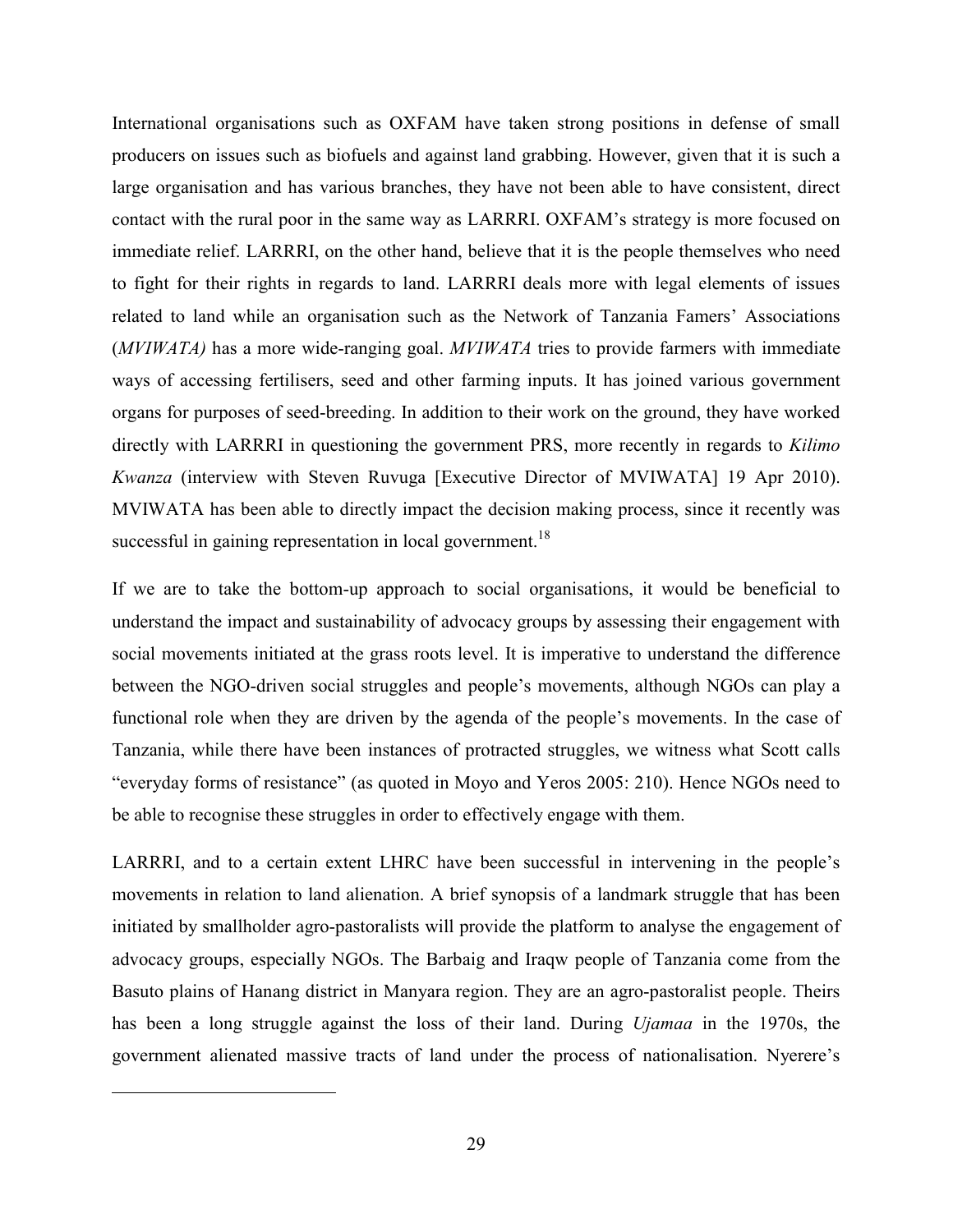International organisations such as OXFAM have taken strong positions in defense of small producers on issues such as biofuels and against land grabbing. However, given that it is such a large organisation and has various branches, they have not been able to have consistent, direct contact with the rural poor in the same way as LARRRI. OXFAM's strategy is more focused on immediate relief. LARRRI, on the other hand, believe that it is the people themselves who need to fight for their rights in regards to land. LARRRI deals more with legal elements of issues related to land while an organisation such as the Network of Tanzania Famers' Associations (*MVIWATA)* has a more wide-ranging goal. *MVIWATA* tries to provide farmers with immediate ways of accessing fertilisers, seed and other farming inputs. It has joined various government organs for purposes of seed-breeding. In addition to their work on the ground, they have worked directly with LARRRI in questioning the government PRS, more recently in regards to *Kilimo Kwanza* (interview with Steven Ruvuga [Executive Director of MVIWATA] 19 Apr 2010). MVIWATA has been able to directly impact the decision making process, since it recently was successful in gaining representation in local government.[18]

If we are to take the bottom-up approach to social organisations, it would be beneficial to understand the impact and sustainability of advocacy groups by assessing their engagement with social movements initiated at the grass roots level. It is imperative to understand the difference between the NGO-driven social struggles and people's movements, although NGOs can play a functional role when they are driven by the agenda of the people's movements. In the case of Tanzania, while there have been instances of protracted struggles, we witness what Scott calls "everyday forms of resistance" (as quoted in Moyo and Yeros 2005: 210). Hence NGOs need to be able to recognise these struggles in order to effectively engage with them.

LARRRI, and to a certain extent LHRC have been successful in intervening in the people's movements in relation to land alienation. A brief synopsis of a landmark struggle that has been initiated by smallholder agro-pastoralists will provide the platform to analyse the engagement of advocacy groups, especially NGOs. The Barbaig and Iraqw people of Tanzania come from the Basuto plains of Hanang district in Manyara region. They are an agro-pastoralist people. Theirs has been a long struggle against the loss of their land. During *Ujamaa* in the 1970s, the government alienated massive tracts of land under the process of nationalisation. Nyerere's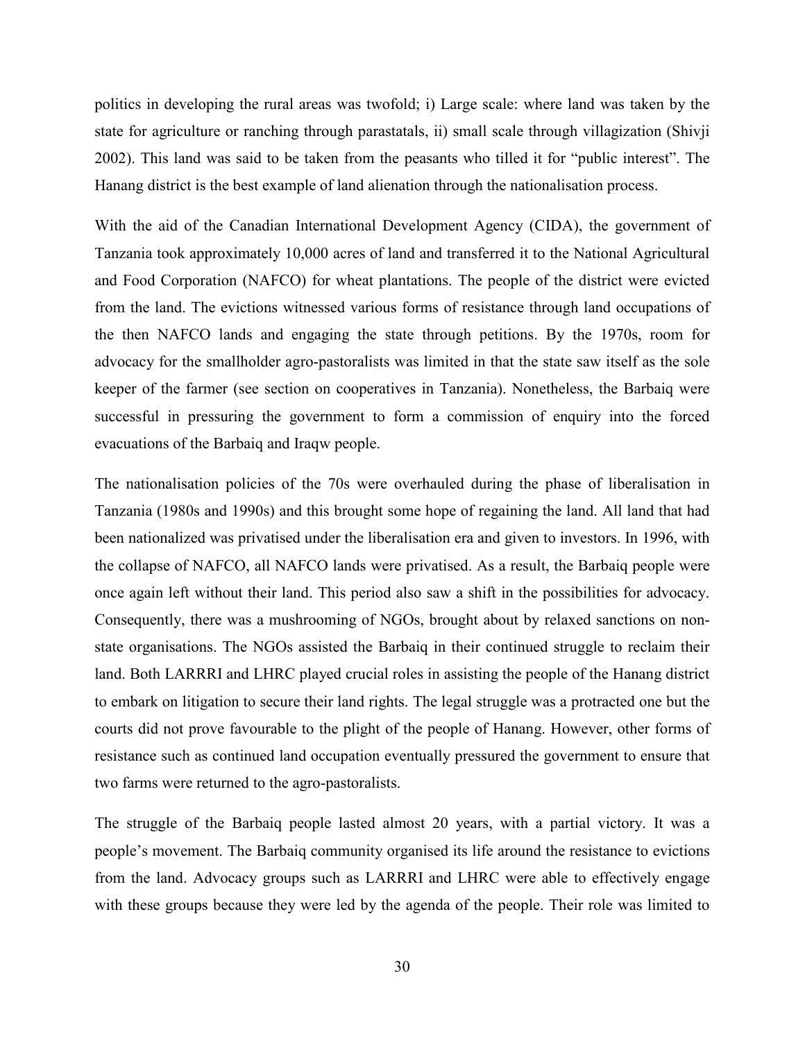politics in developing the rural areas was twofold; i) Large scale: where land was taken by the state for agriculture or ranching through parastatals, ii) small scale through villagization (Shivji 2002). This land was said to be taken from the peasants who tilled it for "public interest". The Hanang district is the best example of land alienation through the nationalisation process.

With the aid of the Canadian International Development Agency (CIDA), the government of Tanzania took approximately 10,000 acres of land and transferred it to the National Agricultural and Food Corporation (NAFCO) for wheat plantations. The people of the district were evicted from the land. The evictions witnessed various forms of resistance through land occupations of the then NAFCO lands and engaging the state through petitions. By the 1970s, room for advocacy for the smallholder agro-pastoralists was limited in that the state saw itself as the sole keeper of the farmer (see section on cooperatives in Tanzania). Nonetheless, the Barbaiq were successful in pressuring the government to form a commission of enquiry into the forced evacuations of the Barbaiq and Iraqw people.

The nationalisation policies of the 70s were overhauled during the phase of liberalisation in Tanzania (1980s and 1990s) and this brought some hope of regaining the land. All land that had been nationalized was privatised under the liberalisation era and given to investors. In 1996, with the collapse of NAFCO, all NAFCO lands were privatised. As a result, the Barbaiq people were once again left without their land. This period also saw a shift in the possibilities for advocacy. Consequently, there was a mushrooming of NGOs, brought about by relaxed sanctions on non-state organisations. The NGOs assisted the Barbaiq in their continued struggle to reclaim their land. Both LARRRI and LHRC played crucial roles in assisting the people of the Hanang district to embark on litigation to secure their land rights. The legal struggle was a protracted one but the courts did not prove favourable to the plight of the people of Hanang. However, other forms of resistance such as continued land occupation eventually pressured the government to ensure that two farms were returned to the agro-pastoralists.

The struggle of the Barbaiq people lasted almost 20 years, with a partial victory. It was a people's movement. The Barbaiq community organised its life around the resistance to evictions from the land. Advocacy groups such as LARRRI and LHRC were able to effectively engage with these groups because they were led by the agenda of the people. Their role was limited to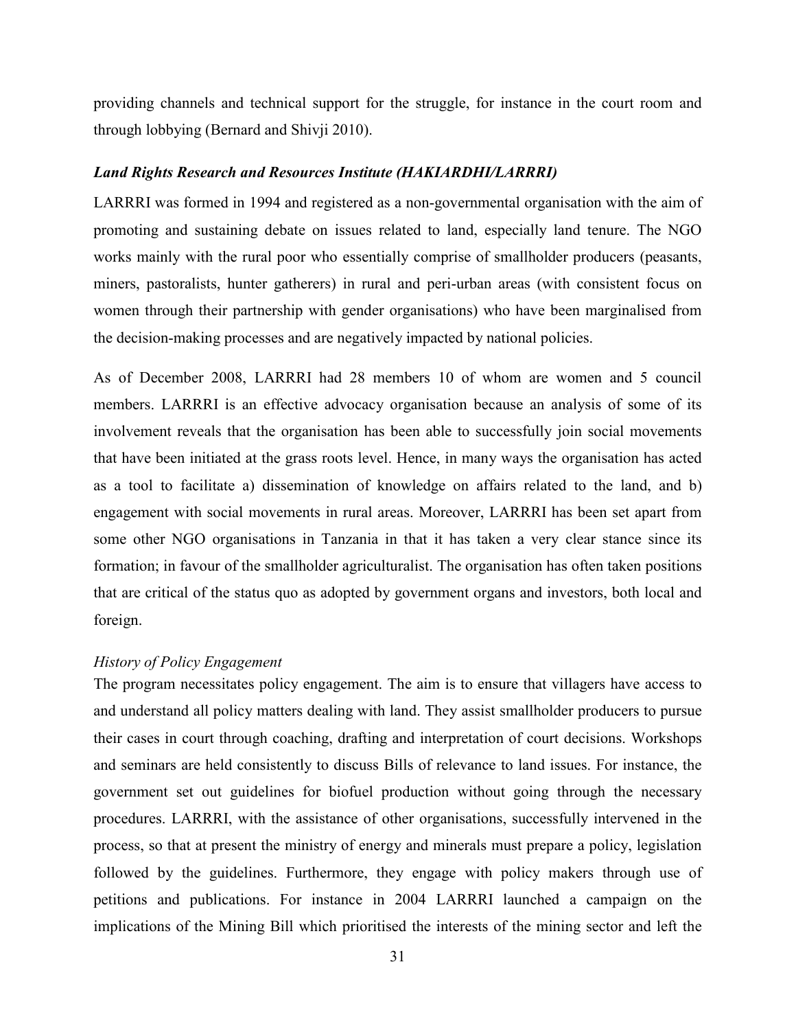providing channels and technical support for the struggle, for instance in the court room and through lobbying (Bernard and Shivji 2010).

### *Land Rights Research and Resources Institute (HAKIARDHI/LARRRI)*

LARRRI was formed in 1994 and registered as a non-governmental organisation with the aim of promoting and sustaining debate on issues related to land, especially land tenure. The NGO works mainly with the rural poor who essentially comprise of smallholder producers (peasants, miners, pastoralists, hunter gatherers) in rural and peri-urban areas (with consistent focus on women through their partnership with gender organisations) who have been marginalised from the decision-making processes and are negatively impacted by national policies.

As of December 2008, LARRRI had 28 members 10 of whom are women and 5 council members. LARRRI is an effective advocacy organisation because an analysis of some of its involvement reveals that the organisation has been able to successfully join social movements that have been initiated at the grass roots level. Hence, in many ways the organisation has acted as a tool to facilitate a) dissemination of knowledge on affairs related to the land, and b) engagement with social movements in rural areas. Moreover, LARRRI has been set apart from some other NGO organisations in Tanzania in that it has taken a very clear stance since its formation; in favour of the smallholder agriculturalist. The organisation has often taken positions that are critical of the status quo as adopted by government organs and investors, both local and foreign.

#### *History of Policy Engagement*

The program necessitates policy engagement. The aim is to ensure that villagers have access to and understand all policy matters dealing with land. They assist smallholder producers to pursue their cases in court through coaching, drafting and interpretation of court decisions. Workshops and seminars are held consistently to discuss Bills of relevance to land issues. For instance, the government set out guidelines for biofuel production without going through the necessary procedures. LARRRI, with the assistance of other organisations, successfully intervened in the process, so that at present the ministry of energy and minerals must prepare a policy, legislation followed by the guidelines. Furthermore, they engage with policy makers through use of petitions and publications. For instance in 2004 LARRRI launched a campaign on the implications of the Mining Bill which prioritised the interests of the mining sector and left the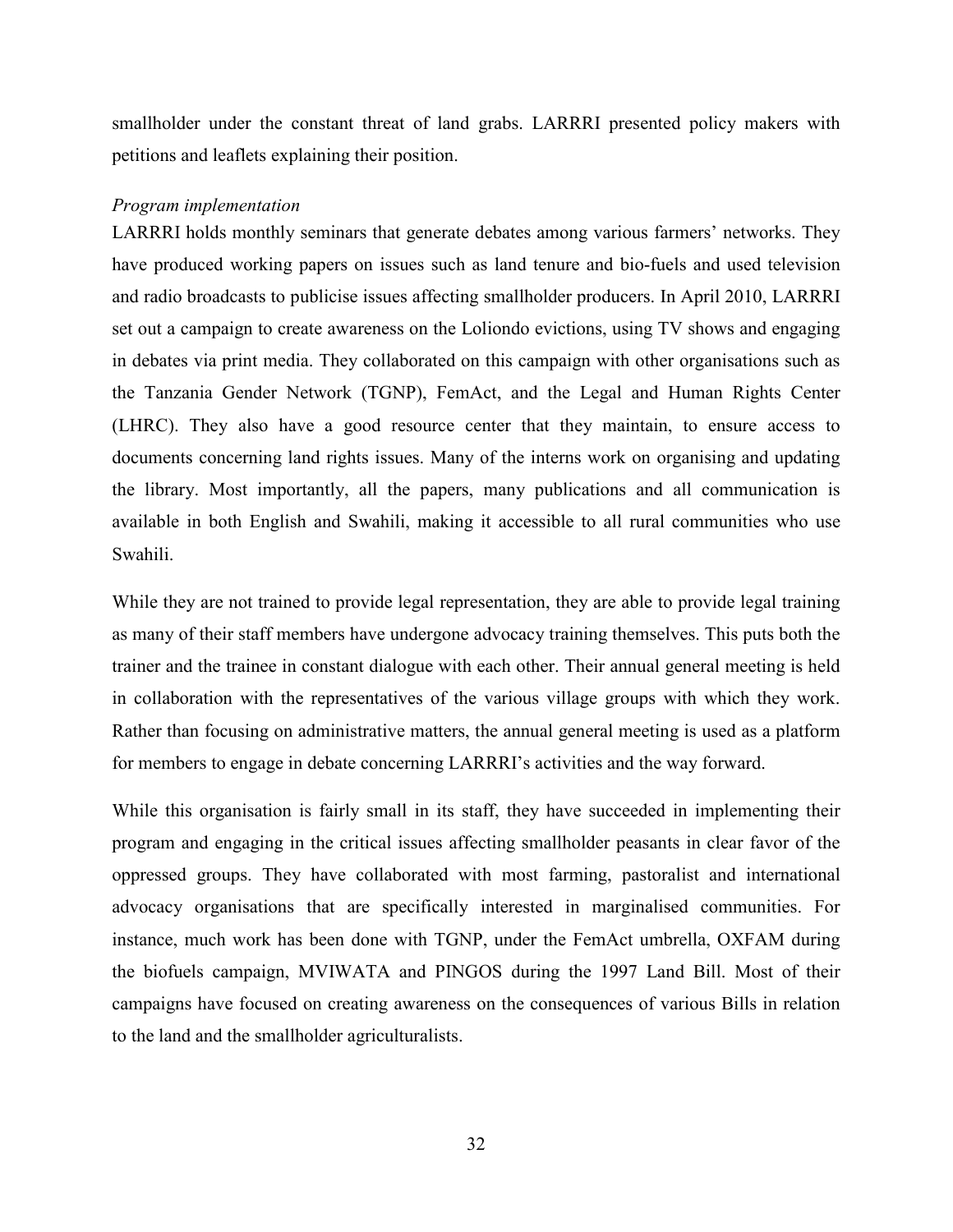smallholder under the constant threat of land grabs. LARRRI presented policy makers with petitions and leaflets explaining their position.

*Program implementation*

LARRRI holds monthly seminars that generate debates among various farmers' networks. They have produced working papers on issues such as land tenure and bio-fuels and used television and radio broadcasts to publicise issues affecting smallholder producers. In April 2010, LARRRI set out a campaign to create awareness on the Loliondo evictions, using TV shows and engaging in debates via print media. They collaborated on this campaign with other organisations such as the Tanzania Gender Network (TGNP), FemAct, and the Legal and Human Rights Center (LHRC). They also have a good resource center that they maintain, to ensure access to documents concerning land rights issues. Many of the interns work on organising and updating the library. Most importantly, all the papers, many publications and all communication is available in both English and Swahili, making it accessible to all rural communities who use Swahili.

While they are not trained to provide legal representation, they are able to provide legal training as many of their staff members have undergone advocacy training themselves. This puts both the trainer and the trainee in constant dialogue with each other. Their annual general meeting is held in collaboration with the representatives of the various village groups with which they work. Rather than focusing on administrative matters, the annual general meeting is used as a platform for members to engage in debate concerning LARRRI's activities and the way forward.

While this organisation is fairly small in its staff, they have succeeded in implementing their program and engaging in the critical issues affecting smallholder peasants in clear favor of the oppressed groups. They have collaborated with most farming, pastoralist and international advocacy organisations that are specifically interested in marginalised communities. For instance, much work has been done with TGNP, under the FemAct umbrella, OXFAM during the biofuels campaign, MVIWATA and PINGOS during the 1997 Land Bill. Most of their campaigns have focused on creating awareness on the consequences of various Bills in relation to the land and the smallholder agriculturalists.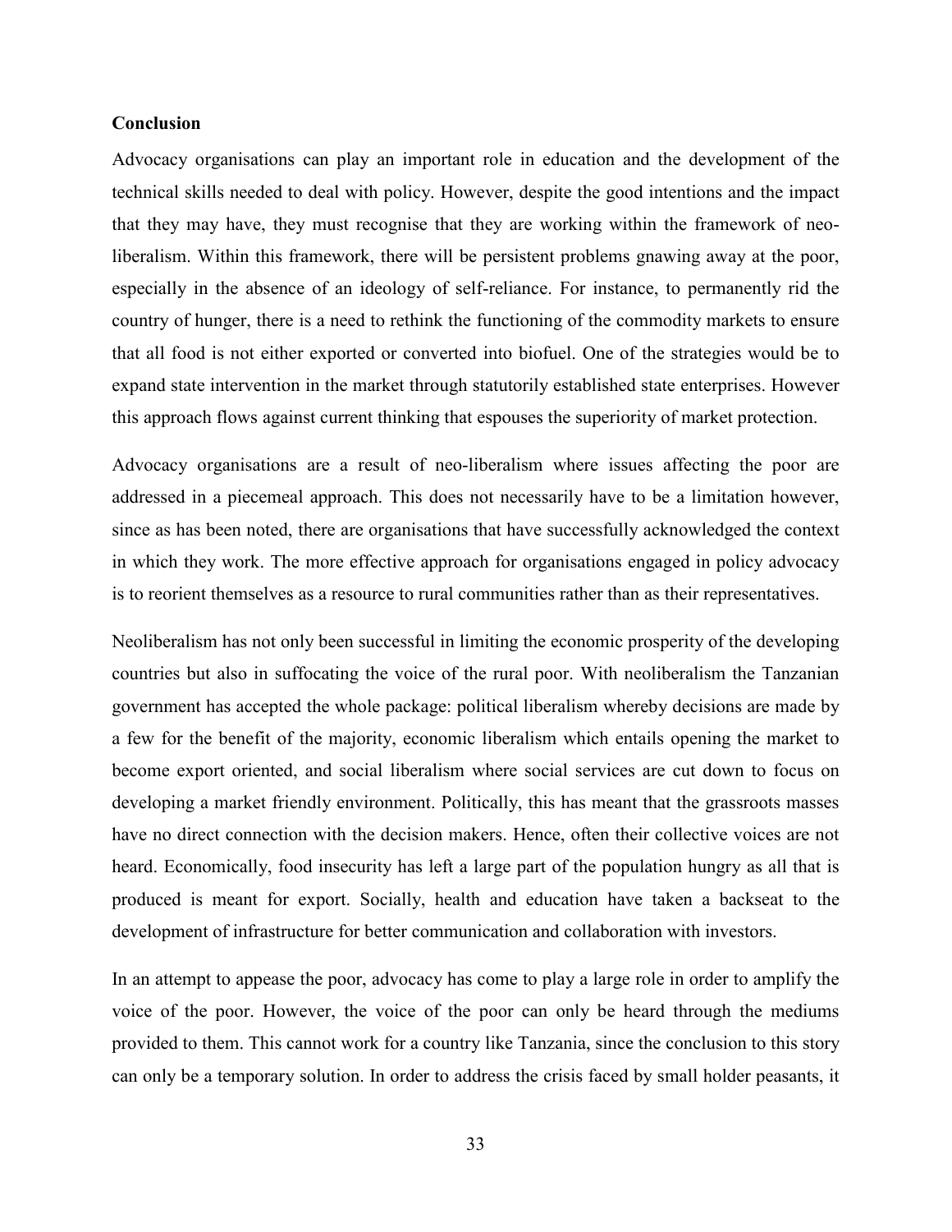## Conclusion

Advocacy organisations can play an important role in education and the development of the technical skills needed to deal with policy. However, despite the good intentions and the impact that they may have, they must recognise that they are working within the framework of neo-liberalism. Within this framework, there will be persistent problems gnawing away at the poor, especially in the absence of an ideology of self-reliance. For instance, to permanently rid the country of hunger, there is a need to rethink the functioning of the commodity markets to ensure that all food is not either exported or converted into biofuel. One of the strategies would be to expand state intervention in the market through statutorily established state enterprises. However this approach flows against current thinking that espouses the superiority of market protection.

Advocacy organisations are a result of neo-liberalism where issues affecting the poor are addressed in a piecemeal approach. This does not necessarily have to be a limitation however, since as has been noted, there are organisations that have successfully acknowledged the context in which they work. The more effective approach for organisations engaged in policy advocacy is to reorient themselves as a resource to rural communities rather than as their representatives.

Neoliberalism has not only been successful in limiting the economic prosperity of the developing countries but also in suffocating the voice of the rural poor. With neoliberalism the Tanzanian government has accepted the whole package: political liberalism whereby decisions are made by a few for the benefit of the majority, economic liberalism which entails opening the market to become export oriented, and social liberalism where social services are cut down to focus on developing a market friendly environment. Politically, this has meant that the grassroots masses have no direct connection with the decision makers. Hence, often their collective voices are not heard. Economically, food insecurity has left a large part of the population hungry as all that is produced is meant for export. Socially, health and education have taken a backseat to the development of infrastructure for better communication and collaboration with investors.

In an attempt to appease the poor, advocacy has come to play a large role in order to amplify the voice of the poor. However, the voice of the poor can only be heard through the mediums provided to them. This cannot work for a country like Tanzania, since the conclusion to this story can only be a temporary solution. In order to address the crisis faced by small holder peasants, it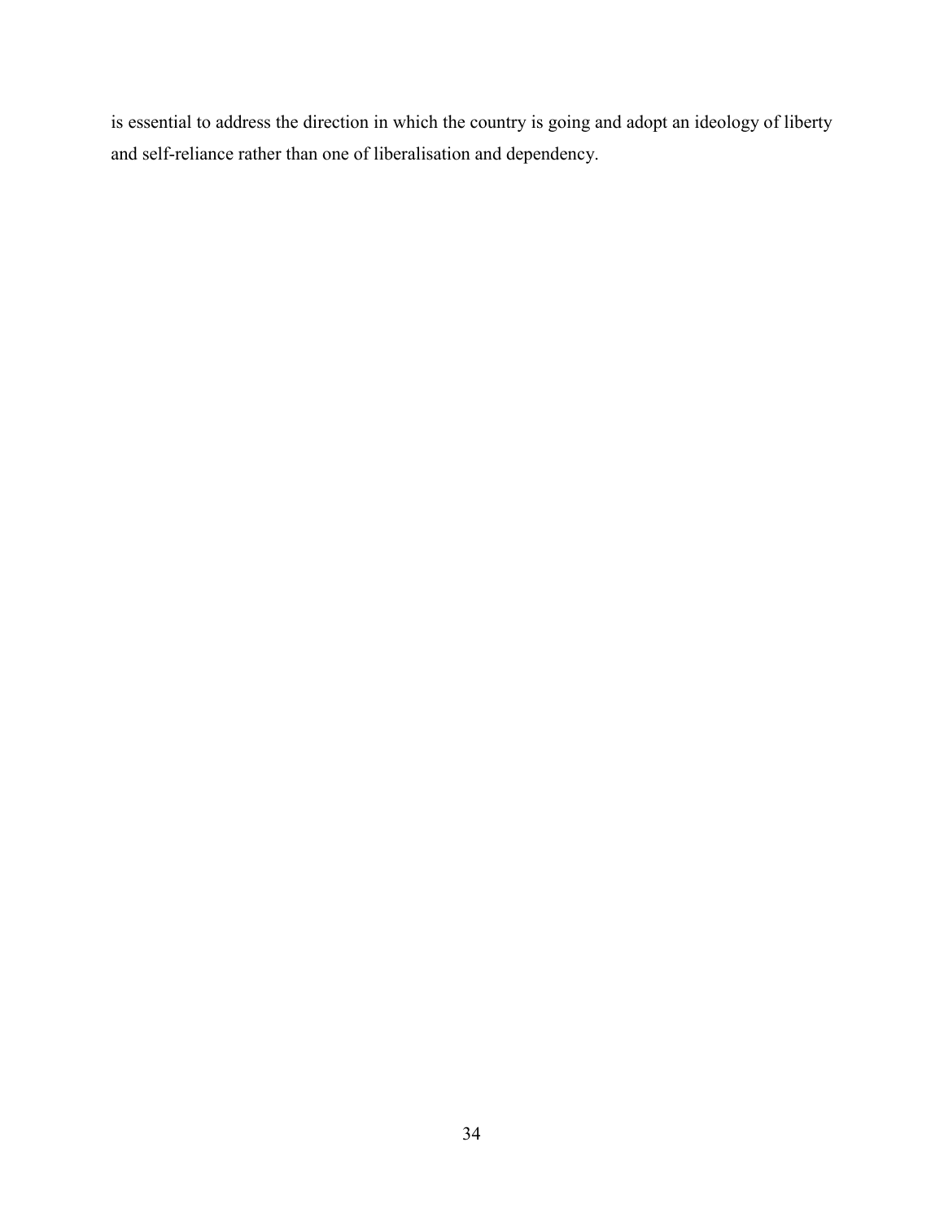is essential to address the direction in which the country is going and adopt an ideology of liberty and self-reliance rather than one of liberalisation and dependency.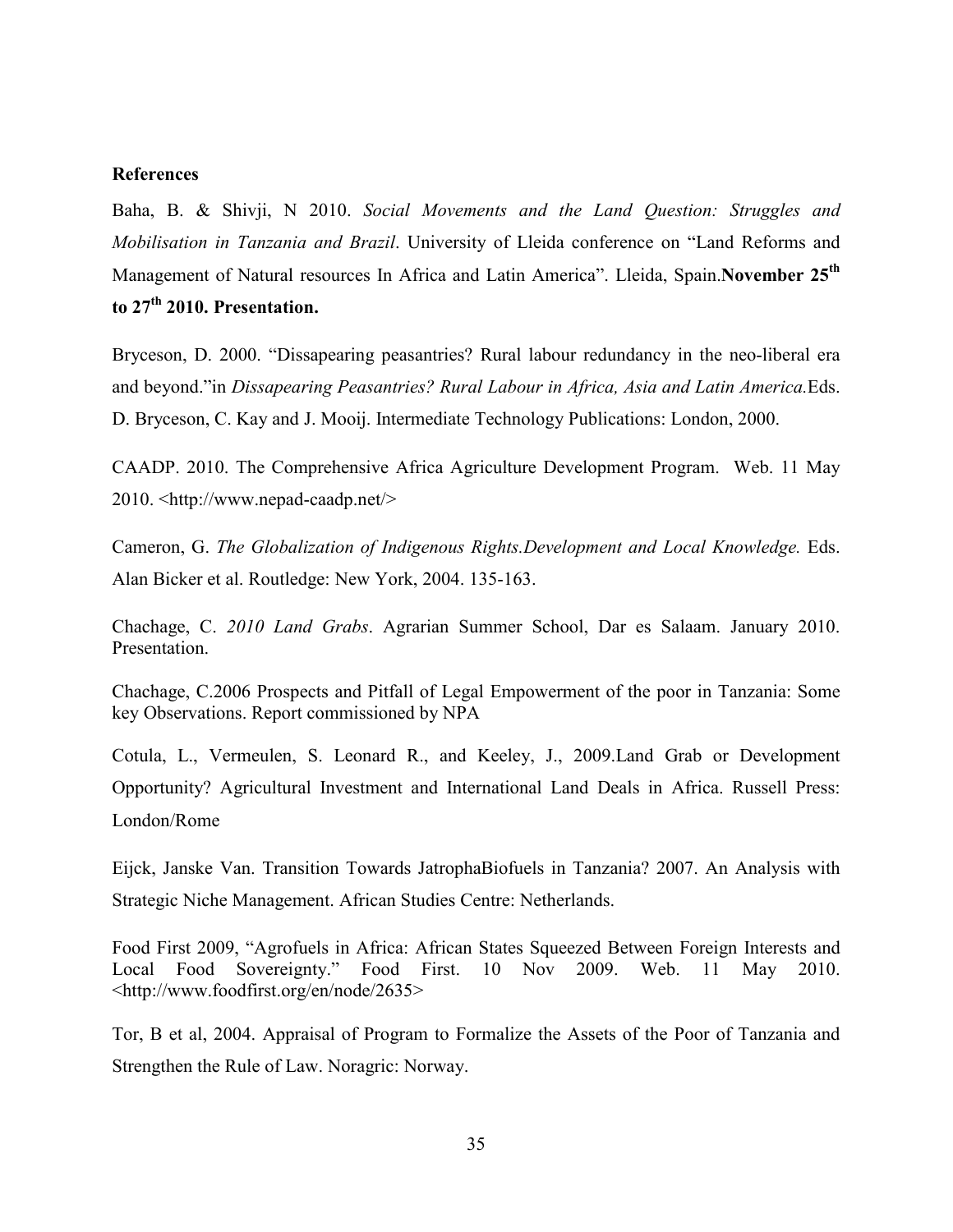**References**

Baha, B. & Shivji, N 2010. *Social Movements and the Land Question: Struggles and Mobilisation in Tanzania and Brazil*. University of Lleida conference on "Land Reforms and Management of Natural resources In Africa and Latin America". Lleida, Spain.**November 25th to 27th 2010. Presentation.**

Bryceson, D. 2000. "Dissapearing peasantries? Rural labour redundancy in the neo-liberal era and beyond."in *Dissapearing Peasantries? Rural Labour in Africa, Asia and Latin America.*Eds. D. Bryceson, C. Kay and J. Mooij. Intermediate Technology Publications: London, 2000.

CAADP. 2010. The Comprehensive Africa Agriculture Development Program. Web. 11 May 2010. <http://www.nepad-caadp.net/>

Cameron, G. *The Globalization of Indigenous Rights.Development and Local Knowledge.* Eds. Alan Bicker et al. Routledge: New York, 2004. 135-163.

Chachage, C. *2010 Land Grabs*. Agrarian Summer School, Dar es Salaam. January 2010. Presentation.

Chachage, C.2006 Prospects and Pitfall of Legal Empowerment of the poor in Tanzania: Some key Observations. Report commissioned by NPA

Cotula, L., Vermeulen, S. Leonard R., and Keeley, J., 2009.Land Grab or Development Opportunity? Agricultural Investment and International Land Deals in Africa. Russell Press: London/Rome

Eijck, Janske Van. Transition Towards JatrophaBiofuels in Tanzania? 2007. An Analysis with Strategic Niche Management. African Studies Centre: Netherlands.

Food First 2009, "Agrofuels in Africa: African States Squeezed Between Foreign Interests and Local Food Sovereignty." Food First. 10 Nov 2009. Web. 11 May 2010. <http://www.foodfirst.org/en/node/2635>

Tor, B et al, 2004. Appraisal of Program to Formalize the Assets of the Poor of Tanzania and Strengthen the Rule of Law. Noragric: Norway.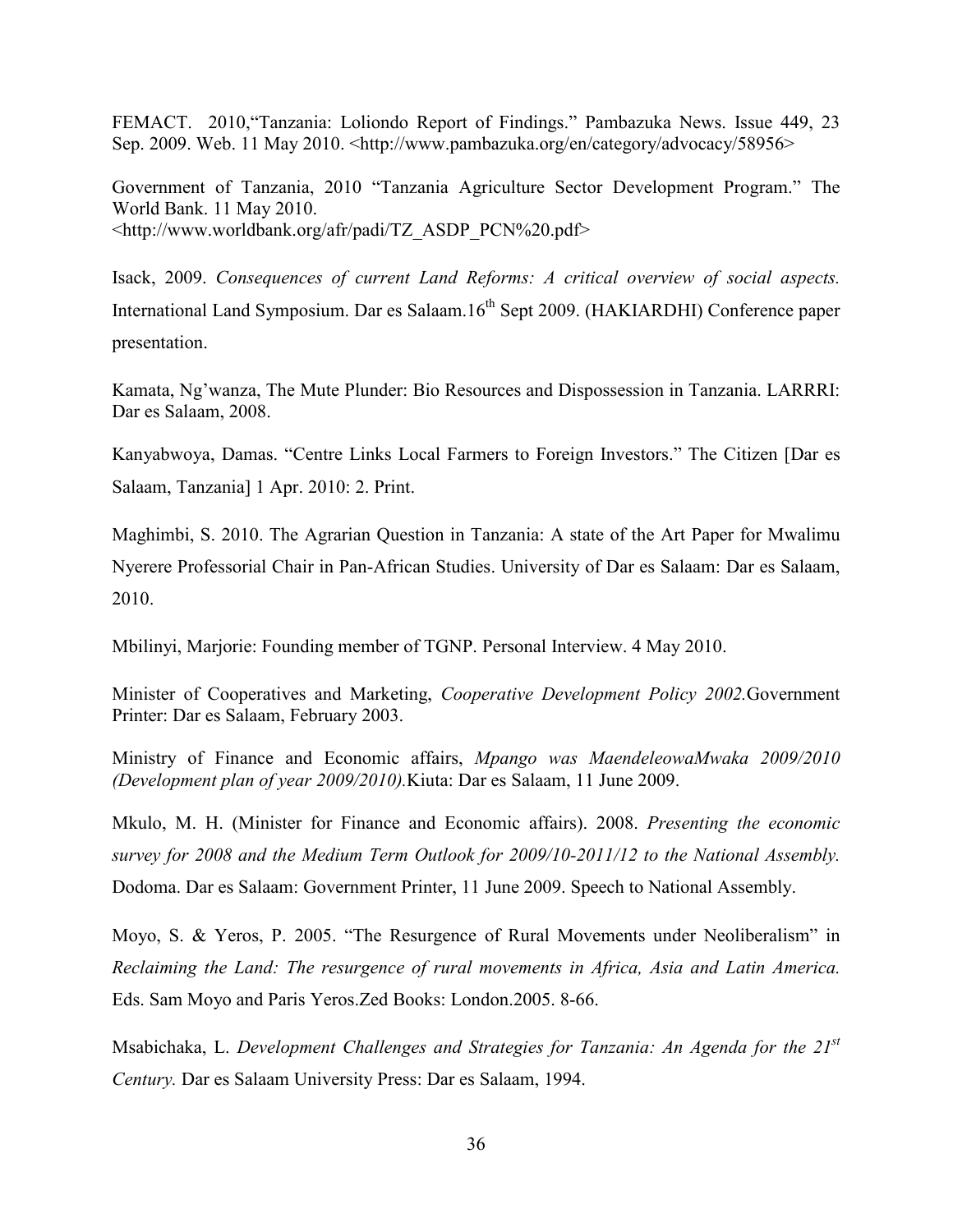FEMACT. 2010,"Tanzania: Loliondo Report of Findings." Pambazuka News. Issue 449, 23 Sep. 2009. Web. 11 May 2010. <http://www.pambazuka.org/en/category/advocacy/58956>

Government of Tanzania, 2010 "Tanzania Agriculture Sector Development Program." The World Bank. 11 May 2010. <http://www.worldbank.org/afr/padi/TZ_ASDP_PCN%20.pdf>

Isack, 2009. *Consequences of current Land Reforms: A critical overview of social aspects.* International Land Symposium. Dar es Salaam.16th Sept 2009. (HAKIARDHI) Conference paper presentation.

Kamata, Ng'wanza, The Mute Plunder: Bio Resources and Dispossession in Tanzania. LARRRI: Dar es Salaam, 2008.

Kanyabwoya, Damas. "Centre Links Local Farmers to Foreign Investors." The Citizen [Dar es Salaam, Tanzania] 1 Apr. 2010: 2. Print.

Maghimbi, S. 2010. The Agrarian Question in Tanzania: A state of the Art Paper for Mwalimu Nyerere Professorial Chair in Pan-African Studies. University of Dar es Salaam: Dar es Salaam, 2010.

Mbilinyi, Marjorie: Founding member of TGNP. Personal Interview. 4 May 2010.

Minister of Cooperatives and Marketing, *Cooperative Development Policy 2002.*Government Printer: Dar es Salaam, February 2003.

Ministry of Finance and Economic affairs, *Mpango was MaendeleowaMwaka 2009/2010 (Development plan of year 2009/2010).*Kiuta: Dar es Salaam, 11 June 2009.

Mkulo, M. H. (Minister for Finance and Economic affairs). 2008. *Presenting the economic survey for 2008 and the Medium Term Outlook for 2009/10-2011/12 to the National Assembly.* Dodoma. Dar es Salaam: Government Printer, 11 June 2009. Speech to National Assembly.

Moyo, S. & Yeros, P. 2005. "The Resurgence of Rural Movements under Neoliberalism" in *Reclaiming the Land: The resurgence of rural movements in Africa, Asia and Latin America.* Eds. Sam Moyo and Paris Yeros.Zed Books: London.2005. 8-66.

Msabichaka, L. *Development Challenges and Strategies for Tanzania: An Agenda for the 21st Century.* Dar es Salaam University Press: Dar es Salaam, 1994.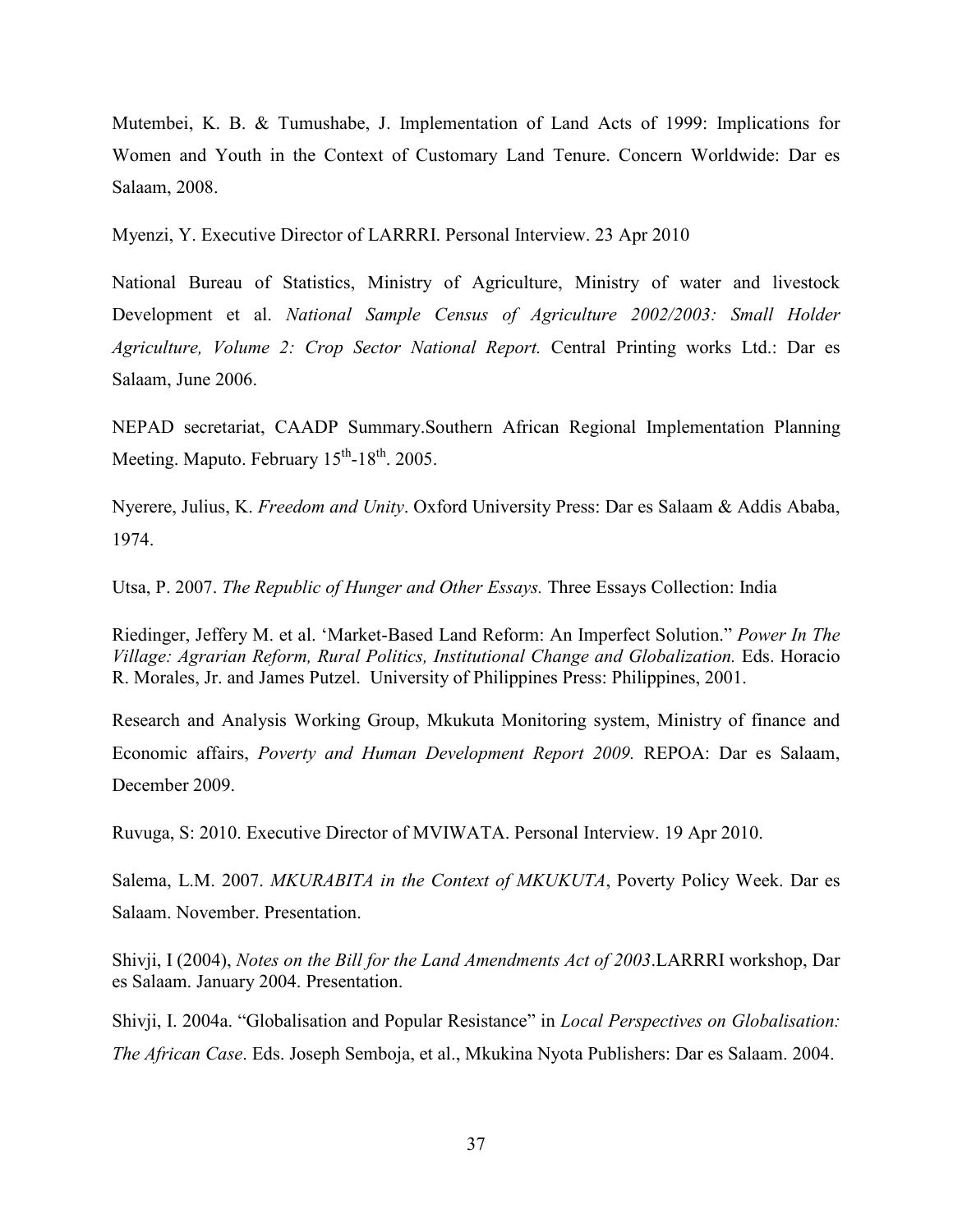Mutembei, K. B. & Tumushabe, J. Implementation of Land Acts of 1999: Implications for Women and Youth in the Context of Customary Land Tenure. Concern Worldwide: Dar es Salaam, 2008.

Myenzi, Y. Executive Director of LARRRI. Personal Interview. 23 Apr 2010

National Bureau of Statistics, Ministry of Agriculture, Ministry of water and livestock Development et al. *National Sample Census of Agriculture 2002/2003: Small Holder Agriculture, Volume 2: Crop Sector National Report.* Central Printing works Ltd.: Dar es Salaam, June 2006.

NEPAD secretariat, CAADP Summary.Southern African Regional Implementation Planning Meeting. Maputo. February 15th-18th. 2005.

Nyerere, Julius, K. *Freedom and Unity*. Oxford University Press: Dar es Salaam & Addis Ababa, 1974.

Utsa, P. 2007. *The Republic of Hunger and Other Essays.* Three Essays Collection: India

Riedinger, Jeffery M. et al. 'Market-Based Land Reform: An Imperfect Solution." *Power In The Village: Agrarian Reform, Rural Politics, Institutional Change and Globalization.* Eds. Horacio R. Morales, Jr. and James Putzel. University of Philippines Press: Philippines, 2001.

Research and Analysis Working Group, Mkukuta Monitoring system, Ministry of finance and Economic affairs, *Poverty and Human Development Report 2009.* REPOA: Dar es Salaam, December 2009.

Ruvuga, S: 2010. Executive Director of MVIWATA. Personal Interview. 19 Apr 2010.

Salema, L.M. 2007. *MKURABITA in the Context of MKUKUTA*, Poverty Policy Week. Dar es Salaam. November. Presentation.

Shivji, I (2004), *Notes on the Bill for the Land Amendments Act of 2003*.LARRRI workshop, Dar es Salaam. January 2004. Presentation.

Shivji, I. 2004a. "Globalisation and Popular Resistance" in *Local Perspectives on Globalisation: The African Case*. Eds. Joseph Semboja, et al., Mkukina Nyota Publishers: Dar es Salaam. 2004.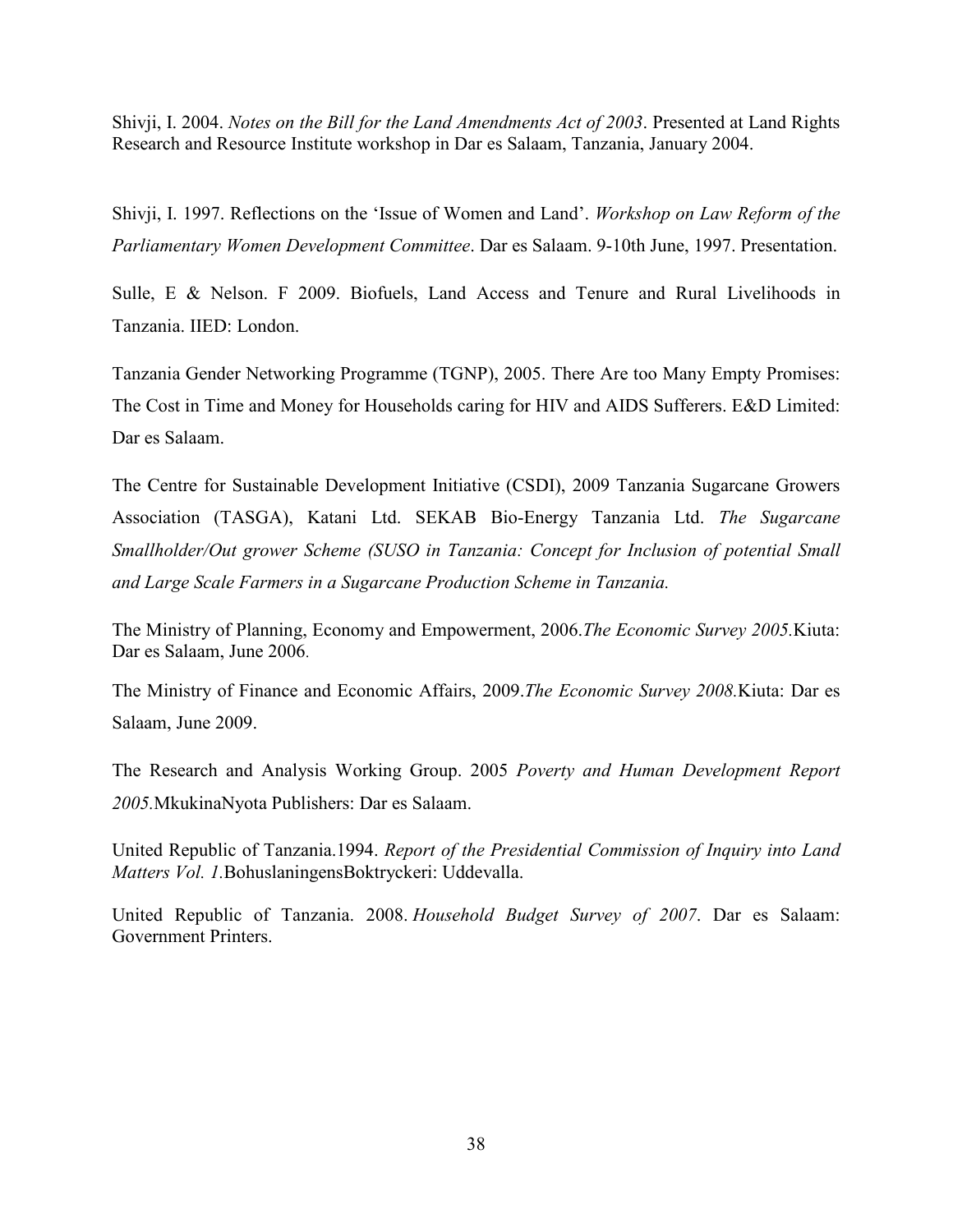Shivji, I. 2004. *Notes on the Bill for the Land Amendments Act of 2003*. Presented at Land Rights Research and Resource Institute workshop in Dar es Salaam, Tanzania, January 2004.

Shivji, I. 1997. Reflections on the 'Issue of Women and Land'. *Workshop on Law Reform of the Parliamentary Women Development Committee*. Dar es Salaam. 9-10th June, 1997. Presentation.

Sulle, E & Nelson. F 2009. Biofuels, Land Access and Tenure and Rural Livelihoods in Tanzania. IIED: London.

Tanzania Gender Networking Programme (TGNP), 2005. There Are too Many Empty Promises: The Cost in Time and Money for Households caring for HIV and AIDS Sufferers. E&D Limited: Dar es Salaam.

The Centre for Sustainable Development Initiative (CSDI), 2009 Tanzania Sugarcane Growers Association (TASGA), Katani Ltd. SEKAB Bio-Energy Tanzania Ltd. *The Sugarcane Smallholder/Out grower Scheme (SUSO in Tanzania: Concept for Inclusion of potential Small and Large Scale Farmers in a Sugarcane Production Scheme in Tanzania.*

The Ministry of Planning, Economy and Empowerment, 2006.*The Economic Survey 2005.*Kiuta: Dar es Salaam, June 2006.

The Ministry of Finance and Economic Affairs, 2009.*The Economic Survey 2008.*Kiuta: Dar es Salaam, June 2009.

The Research and Analysis Working Group. 2005 *Poverty and Human Development Report 2005.*MkukinaNyota Publishers: Dar es Salaam.

United Republic of Tanzania.1994. *Report of the Presidential Commission of Inquiry into Land Matters Vol. 1.*BohuslaningensBoktryckeri: Uddevalla.

United Republic of Tanzania. 2008. *Household Budget Survey of 2007*. Dar es Salaam: Government Printers.